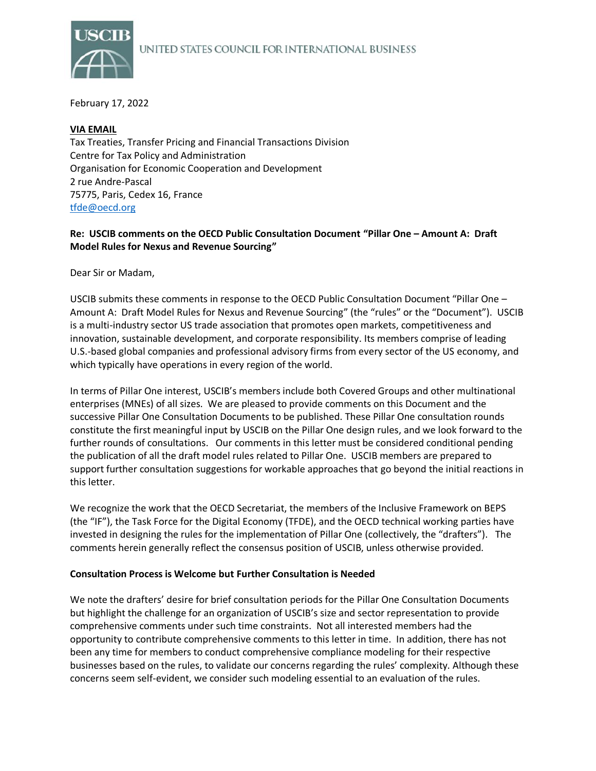UNITED STATES COUNCIL FOR INTERNATIONAL BUSINESS

February 17, 2022

**VIA EMAIL**
Tax Treaties, Transfer Pricing and Financial Transactions Division
Centre for Tax Policy and Administration
Organisation for Economic Cooperation and Development
2 rue Andre-Pascal
75775, Paris, Cedex 16, France
tfde@oecd.org

**Re: USCIB comments on the OECD Public Consultation Document "Pillar One – Amount A: Draft Model Rules for Nexus and Revenue Sourcing"**

Dear Sir or Madam,

USCIB submits these comments in response to the OECD Public Consultation Document "Pillar One – Amount A: Draft Model Rules for Nexus and Revenue Sourcing" (the "rules" or the "Document"). USCIB is a multi-industry sector US trade association that promotes open markets, competitiveness and innovation, sustainable development, and corporate responsibility. Its members comprise of leading U.S.-based global companies and professional advisory firms from every sector of the US economy, and which typically have operations in every region of the world.

In terms of Pillar One interest, USCIB's members include both Covered Groups and other multinational enterprises (MNEs) of all sizes. We are pleased to provide comments on this Document and the successive Pillar One Consultation Documents to be published. These Pillar One consultation rounds constitute the first meaningful input by USCIB on the Pillar One design rules, and we look forward to the further rounds of consultations. Our comments in this letter must be considered conditional pending the publication of all the draft model rules related to Pillar One. USCIB members are prepared to support further consultation suggestions for workable approaches that go beyond the initial reactions in this letter.

We recognize the work that the OECD Secretariat, the members of the Inclusive Framework on BEPS (the "IF"), the Task Force for the Digital Economy (TFDE), and the OECD technical working parties have invested in designing the rules for the implementation of Pillar One (collectively, the "drafters"). The comments herein generally reflect the consensus position of USCIB, unless otherwise provided.

**Consultation Process is Welcome but Further Consultation is Needed**

We note the drafters' desire for brief consultation periods for the Pillar One Consultation Documents but highlight the challenge for an organization of USCIB's size and sector representation to provide comprehensive comments under such time constraints. Not all interested members had the opportunity to contribute comprehensive comments to this letter in time. In addition, there has not been any time for members to conduct comprehensive compliance modeling for their respective businesses based on the rules, to validate our concerns regarding the rules' complexity. Although these concerns seem self-evident, we consider such modeling essential to an evaluation of the rules.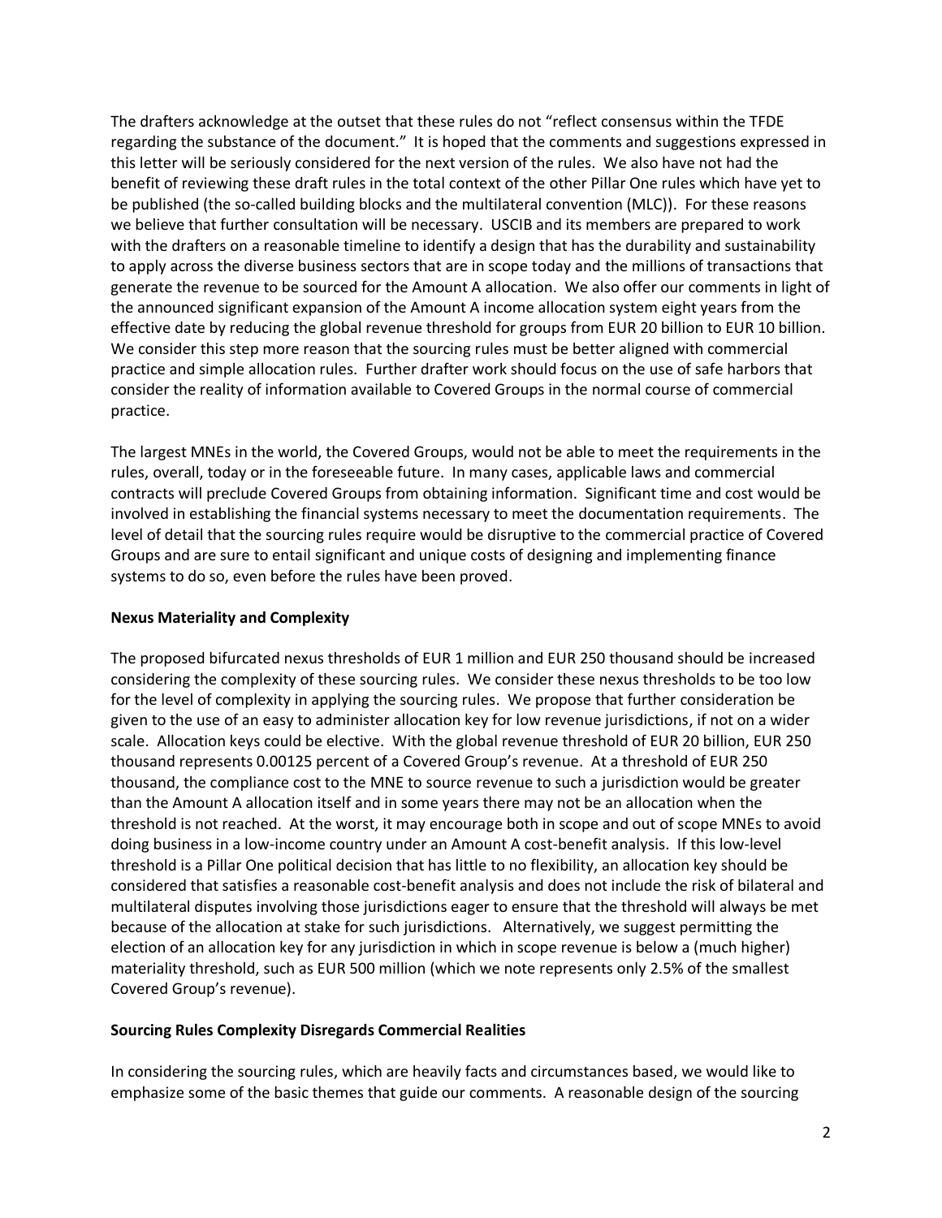The drafters acknowledge at the outset that these rules do not "reflect consensus within the TFDE regarding the substance of the document." It is hoped that the comments and suggestions expressed in this letter will be seriously considered for the next version of the rules. We also have not had the benefit of reviewing these draft rules in the total context of the other Pillar One rules which have yet to be published (the so-called building blocks and the multilateral convention (MLC)). For these reasons we believe that further consultation will be necessary. USCIB and its members are prepared to work with the drafters on a reasonable timeline to identify a design that has the durability and sustainability to apply across the diverse business sectors that are in scope today and the millions of transactions that generate the revenue to be sourced for the Amount A allocation. We also offer our comments in light of the announced significant expansion of the Amount A income allocation system eight years from the effective date by reducing the global revenue threshold for groups from EUR 20 billion to EUR 10 billion. We consider this step more reason that the sourcing rules must be better aligned with commercial practice and simple allocation rules. Further drafter work should focus on the use of safe harbors that consider the reality of information available to Covered Groups in the normal course of commercial practice.

The largest MNEs in the world, the Covered Groups, would not be able to meet the requirements in the rules, overall, today or in the foreseeable future. In many cases, applicable laws and commercial contracts will preclude Covered Groups from obtaining information. Significant time and cost would be involved in establishing the financial systems necessary to meet the documentation requirements. The level of detail that the sourcing rules require would be disruptive to the commercial practice of Covered Groups and are sure to entail significant and unique costs of designing and implementing finance systems to do so, even before the rules have been proved.

**Nexus Materiality and Complexity**

The proposed bifurcated nexus thresholds of EUR 1 million and EUR 250 thousand should be increased considering the complexity of these sourcing rules. We consider these nexus thresholds to be too low for the level of complexity in applying the sourcing rules. We propose that further consideration be given to the use of an easy to administer allocation key for low revenue jurisdictions, if not on a wider scale. Allocation keys could be elective. With the global revenue threshold of EUR 20 billion, EUR 250 thousand represents 0.00125 percent of a Covered Group's revenue. At a threshold of EUR 250 thousand, the compliance cost to the MNE to source revenue to such a jurisdiction would be greater than the Amount A allocation itself and in some years there may not be an allocation when the threshold is not reached. At the worst, it may encourage both in scope and out of scope MNEs to avoid doing business in a low-income country under an Amount A cost-benefit analysis. If this low-level threshold is a Pillar One political decision that has little to no flexibility, an allocation key should be considered that satisfies a reasonable cost-benefit analysis and does not include the risk of bilateral and multilateral disputes involving those jurisdictions eager to ensure that the threshold will always be met because of the allocation at stake for such jurisdictions. Alternatively, we suggest permitting the election of an allocation key for any jurisdiction in which in scope revenue is below a (much higher) materiality threshold, such as EUR 500 million (which we note represents only 2.5% of the smallest Covered Group's revenue).

**Sourcing Rules Complexity Disregards Commercial Realities**

In considering the sourcing rules, which are heavily facts and circumstances based, we would like to emphasize some of the basic themes that guide our comments. A reasonable design of the sourcing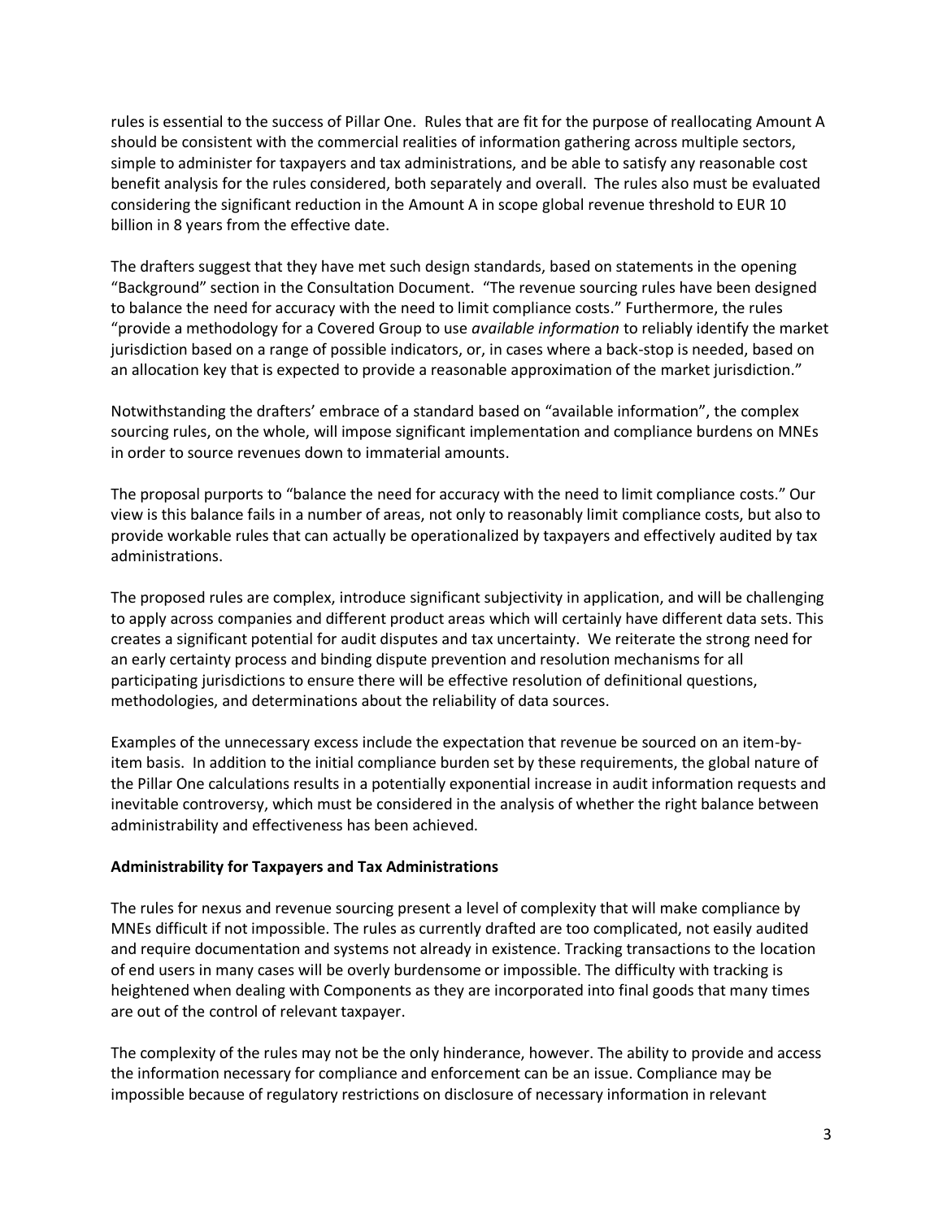rules is essential to the success of Pillar One. Rules that are fit for the purpose of reallocating Amount A should be consistent with the commercial realities of information gathering across multiple sectors, simple to administer for taxpayers and tax administrations, and be able to satisfy any reasonable cost benefit analysis for the rules considered, both separately and overall. The rules also must be evaluated considering the significant reduction in the Amount A in scope global revenue threshold to EUR 10 billion in 8 years from the effective date.

The drafters suggest that they have met such design standards, based on statements in the opening "Background" section in the Consultation Document. "The revenue sourcing rules have been designed to balance the need for accuracy with the need to limit compliance costs." Furthermore, the rules "provide a methodology for a Covered Group to use *available information* to reliably identify the market jurisdiction based on a range of possible indicators, or, in cases where a back-stop is needed, based on an allocation key that is expected to provide a reasonable approximation of the market jurisdiction."

Notwithstanding the drafters' embrace of a standard based on "available information", the complex sourcing rules, on the whole, will impose significant implementation and compliance burdens on MNEs in order to source revenues down to immaterial amounts.

The proposal purports to "balance the need for accuracy with the need to limit compliance costs." Our view is this balance fails in a number of areas, not only to reasonably limit compliance costs, but also to provide workable rules that can actually be operationalized by taxpayers and effectively audited by tax administrations.

The proposed rules are complex, introduce significant subjectivity in application, and will be challenging to apply across companies and different product areas which will certainly have different data sets. This creates a significant potential for audit disputes and tax uncertainty. We reiterate the strong need for an early certainty process and binding dispute prevention and resolution mechanisms for all participating jurisdictions to ensure there will be effective resolution of definitional questions, methodologies, and determinations about the reliability of data sources.

Examples of the unnecessary excess include the expectation that revenue be sourced on an item-by-item basis. In addition to the initial compliance burden set by these requirements, the global nature of the Pillar One calculations results in a potentially exponential increase in audit information requests and inevitable controversy, which must be considered in the analysis of whether the right balance between administrability and effectiveness has been achieved.

**Administrability for Taxpayers and Tax Administrations**

The rules for nexus and revenue sourcing present a level of complexity that will make compliance by MNEs difficult if not impossible. The rules as currently drafted are too complicated, not easily audited and require documentation and systems not already in existence. Tracking transactions to the location of end users in many cases will be overly burdensome or impossible. The difficulty with tracking is heightened when dealing with Components as they are incorporated into final goods that many times are out of the control of relevant taxpayer.

The complexity of the rules may not be the only hinderance, however. The ability to provide and access the information necessary for compliance and enforcement can be an issue. Compliance may be impossible because of regulatory restrictions on disclosure of necessary information in relevant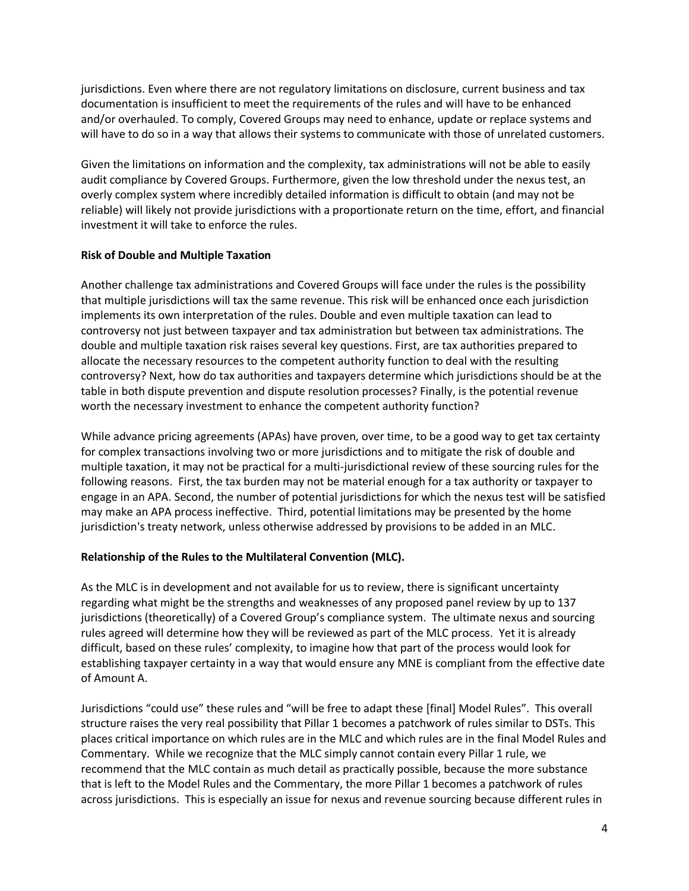jurisdictions. Even where there are not regulatory limitations on disclosure, current business and tax documentation is insufficient to meet the requirements of the rules and will have to be enhanced and/or overhauled. To comply, Covered Groups may need to enhance, update or replace systems and will have to do so in a way that allows their systems to communicate with those of unrelated customers.

Given the limitations on information and the complexity, tax administrations will not be able to easily audit compliance by Covered Groups. Furthermore, given the low threshold under the nexus test, an overly complex system where incredibly detailed information is difficult to obtain (and may not be reliable) will likely not provide jurisdictions with a proportionate return on the time, effort, and financial investment it will take to enforce the rules.

**Risk of Double and Multiple Taxation**

Another challenge tax administrations and Covered Groups will face under the rules is the possibility that multiple jurisdictions will tax the same revenue. This risk will be enhanced once each jurisdiction implements its own interpretation of the rules. Double and even multiple taxation can lead to controversy not just between taxpayer and tax administration but between tax administrations. The double and multiple taxation risk raises several key questions. First, are tax authorities prepared to allocate the necessary resources to the competent authority function to deal with the resulting controversy? Next, how do tax authorities and taxpayers determine which jurisdictions should be at the table in both dispute prevention and dispute resolution processes? Finally, is the potential revenue worth the necessary investment to enhance the competent authority function?

While advance pricing agreements (APAs) have proven, over time, to be a good way to get tax certainty for complex transactions involving two or more jurisdictions and to mitigate the risk of double and multiple taxation, it may not be practical for a multi-jurisdictional review of these sourcing rules for the following reasons. First, the tax burden may not be material enough for a tax authority or taxpayer to engage in an APA. Second, the number of potential jurisdictions for which the nexus test will be satisfied may make an APA process ineffective. Third, potential limitations may be presented by the home jurisdiction's treaty network, unless otherwise addressed by provisions to be added in an MLC.

**Relationship of the Rules to the Multilateral Convention (MLC).**

As the MLC is in development and not available for us to review, there is significant uncertainty regarding what might be the strengths and weaknesses of any proposed panel review by up to 137 jurisdictions (theoretically) of a Covered Group's compliance system. The ultimate nexus and sourcing rules agreed will determine how they will be reviewed as part of the MLC process. Yet it is already difficult, based on these rules' complexity, to imagine how that part of the process would look for establishing taxpayer certainty in a way that would ensure any MNE is compliant from the effective date of Amount A.

Jurisdictions "could use" these rules and "will be free to adapt these [final] Model Rules". This overall structure raises the very real possibility that Pillar 1 becomes a patchwork of rules similar to DSTs. This places critical importance on which rules are in the MLC and which rules are in the final Model Rules and Commentary. While we recognize that the MLC simply cannot contain every Pillar 1 rule, we recommend that the MLC contain as much detail as practically possible, because the more substance that is left to the Model Rules and the Commentary, the more Pillar 1 becomes a patchwork of rules across jurisdictions. This is especially an issue for nexus and revenue sourcing because different rules in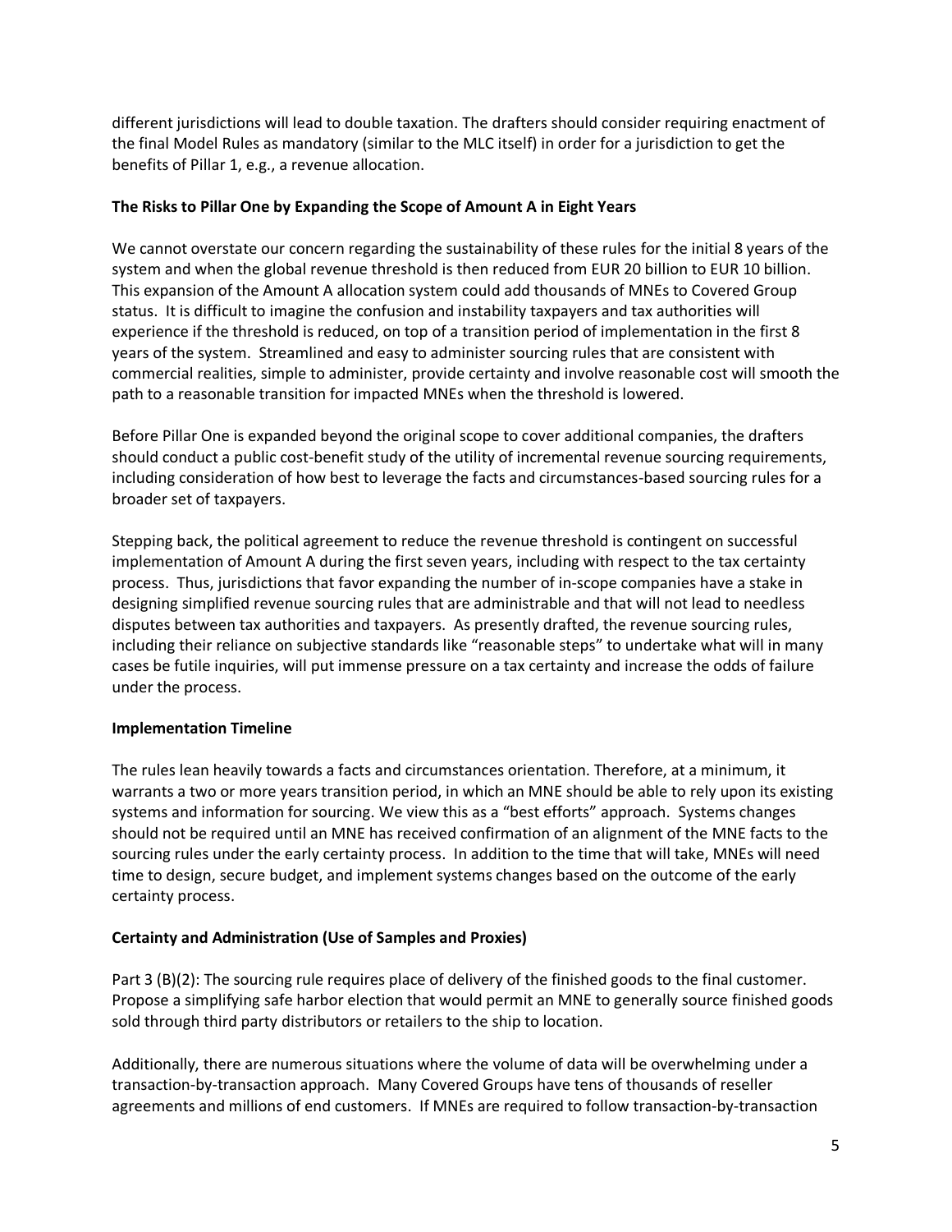different jurisdictions will lead to double taxation. The drafters should consider requiring enactment of the final Model Rules as mandatory (similar to the MLC itself) in order for a jurisdiction to get the benefits of Pillar 1, e.g., a revenue allocation.

**The Risks to Pillar One by Expanding the Scope of Amount A in Eight Years**

We cannot overstate our concern regarding the sustainability of these rules for the initial 8 years of the system and when the global revenue threshold is then reduced from EUR 20 billion to EUR 10 billion. This expansion of the Amount A allocation system could add thousands of MNEs to Covered Group status. It is difficult to imagine the confusion and instability taxpayers and tax authorities will experience if the threshold is reduced, on top of a transition period of implementation in the first 8 years of the system. Streamlined and easy to administer sourcing rules that are consistent with commercial realities, simple to administer, provide certainty and involve reasonable cost will smooth the path to a reasonable transition for impacted MNEs when the threshold is lowered.

Before Pillar One is expanded beyond the original scope to cover additional companies, the drafters should conduct a public cost-benefit study of the utility of incremental revenue sourcing requirements, including consideration of how best to leverage the facts and circumstances-based sourcing rules for a broader set of taxpayers.

Stepping back, the political agreement to reduce the revenue threshold is contingent on successful implementation of Amount A during the first seven years, including with respect to the tax certainty process. Thus, jurisdictions that favor expanding the number of in-scope companies have a stake in designing simplified revenue sourcing rules that are administrable and that will not lead to needless disputes between tax authorities and taxpayers. As presently drafted, the revenue sourcing rules, including their reliance on subjective standards like "reasonable steps" to undertake what will in many cases be futile inquiries, will put immense pressure on a tax certainty and increase the odds of failure under the process.

**Implementation Timeline**

The rules lean heavily towards a facts and circumstances orientation. Therefore, at a minimum, it warrants a two or more years transition period, in which an MNE should be able to rely upon its existing systems and information for sourcing. We view this as a "best efforts" approach. Systems changes should not be required until an MNE has received confirmation of an alignment of the MNE facts to the sourcing rules under the early certainty process. In addition to the time that will take, MNEs will need time to design, secure budget, and implement systems changes based on the outcome of the early certainty process.

**Certainty and Administration (Use of Samples and Proxies)**

Part 3 (B)(2): The sourcing rule requires place of delivery of the finished goods to the final customer. Propose a simplifying safe harbor election that would permit an MNE to generally source finished goods sold through third party distributors or retailers to the ship to location.

Additionally, there are numerous situations where the volume of data will be overwhelming under a transaction-by-transaction approach. Many Covered Groups have tens of thousands of reseller agreements and millions of end customers. If MNEs are required to follow transaction-by-transaction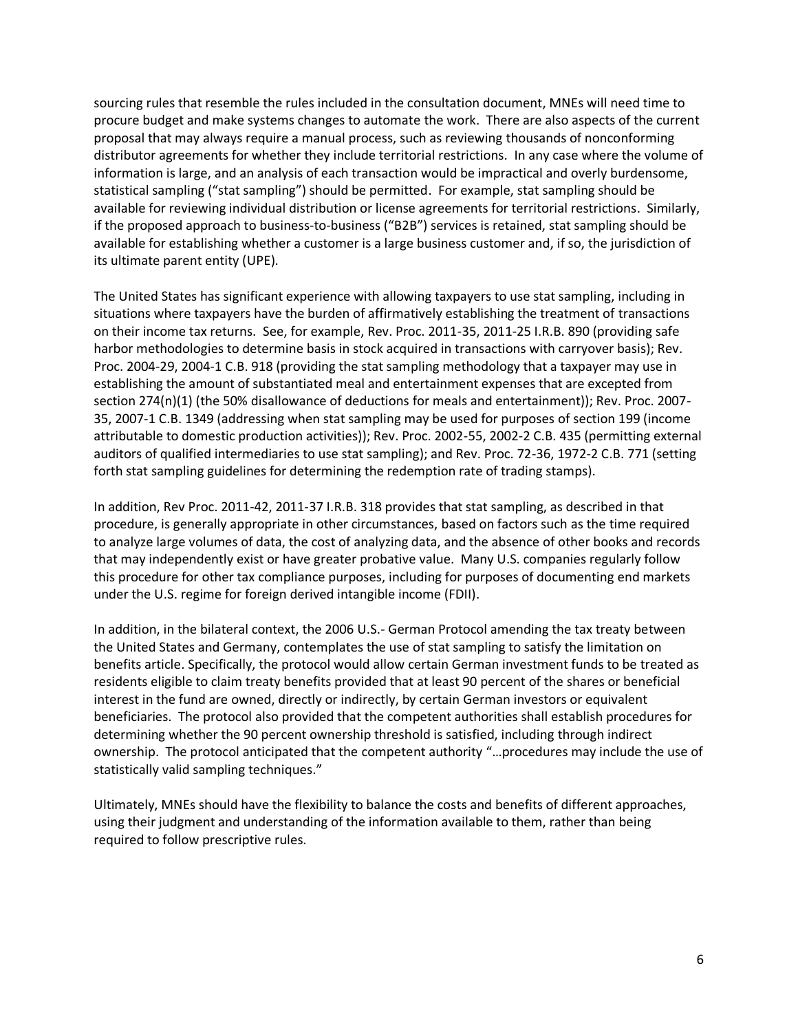sourcing rules that resemble the rules included in the consultation document, MNEs will need time to procure budget and make systems changes to automate the work. There are also aspects of the current proposal that may always require a manual process, such as reviewing thousands of nonconforming distributor agreements for whether they include territorial restrictions. In any case where the volume of information is large, and an analysis of each transaction would be impractical and overly burdensome, statistical sampling ("stat sampling") should be permitted. For example, stat sampling should be available for reviewing individual distribution or license agreements for territorial restrictions. Similarly, if the proposed approach to business-to-business ("B2B") services is retained, stat sampling should be available for establishing whether a customer is a large business customer and, if so, the jurisdiction of its ultimate parent entity (UPE).

The United States has significant experience with allowing taxpayers to use stat sampling, including in situations where taxpayers have the burden of affirmatively establishing the treatment of transactions on their income tax returns. See, for example, Rev. Proc. 2011-35, 2011-25 I.R.B. 890 (providing safe harbor methodologies to determine basis in stock acquired in transactions with carryover basis); Rev. Proc. 2004-29, 2004-1 C.B. 918 (providing the stat sampling methodology that a taxpayer may use in establishing the amount of substantiated meal and entertainment expenses that are excepted from section 274(n)(1) (the 50% disallowance of deductions for meals and entertainment)); Rev. Proc. 2007-35, 2007-1 C.B. 1349 (addressing when stat sampling may be used for purposes of section 199 (income attributable to domestic production activities)); Rev. Proc. 2002-55, 2002-2 C.B. 435 (permitting external auditors of qualified intermediaries to use stat sampling); and Rev. Proc. 72-36, 1972-2 C.B. 771 (setting forth stat sampling guidelines for determining the redemption rate of trading stamps).

In addition, Rev Proc. 2011-42, 2011-37 I.R.B. 318 provides that stat sampling, as described in that procedure, is generally appropriate in other circumstances, based on factors such as the time required to analyze large volumes of data, the cost of analyzing data, and the absence of other books and records that may independently exist or have greater probative value. Many U.S. companies regularly follow this procedure for other tax compliance purposes, including for purposes of documenting end markets under the U.S. regime for foreign derived intangible income (FDII).

In addition, in the bilateral context, the 2006 U.S.- German Protocol amending the tax treaty between the United States and Germany, contemplates the use of stat sampling to satisfy the limitation on benefits article. Specifically, the protocol would allow certain German investment funds to be treated as residents eligible to claim treaty benefits provided that at least 90 percent of the shares or beneficial interest in the fund are owned, directly or indirectly, by certain German investors or equivalent beneficiaries. The protocol also provided that the competent authorities shall establish procedures for determining whether the 90 percent ownership threshold is satisfied, including through indirect ownership. The protocol anticipated that the competent authority "…procedures may include the use of statistically valid sampling techniques."

Ultimately, MNEs should have the flexibility to balance the costs and benefits of different approaches, using their judgment and understanding of the information available to them, rather than being required to follow prescriptive rules.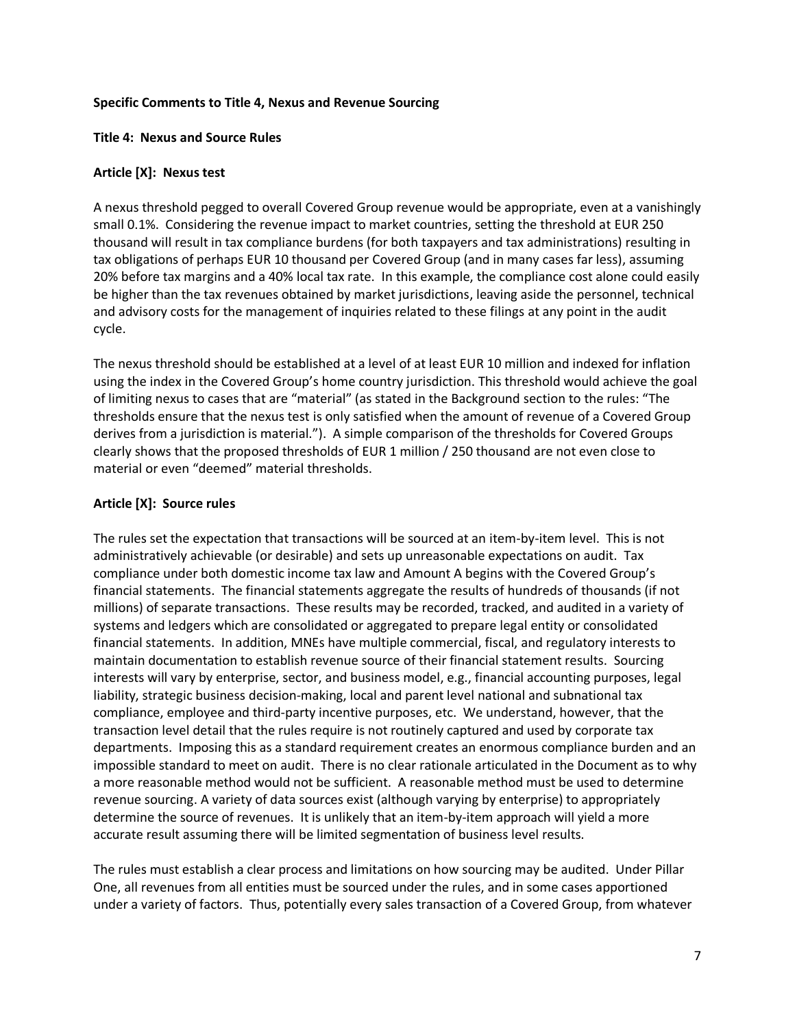**Specific Comments to Title 4, Nexus and Revenue Sourcing**

**Title 4: Nexus and Source Rules**

**Article [X]: Nexus test**

A nexus threshold pegged to overall Covered Group revenue would be appropriate, even at a vanishingly small 0.1%. Considering the revenue impact to market countries, setting the threshold at EUR 250 thousand will result in tax compliance burdens (for both taxpayers and tax administrations) resulting in tax obligations of perhaps EUR 10 thousand per Covered Group (and in many cases far less), assuming 20% before tax margins and a 40% local tax rate. In this example, the compliance cost alone could easily be higher than the tax revenues obtained by market jurisdictions, leaving aside the personnel, technical and advisory costs for the management of inquiries related to these filings at any point in the audit cycle.

The nexus threshold should be established at a level of at least EUR 10 million and indexed for inflation using the index in the Covered Group's home country jurisdiction. This threshold would achieve the goal of limiting nexus to cases that are "material" (as stated in the Background section to the rules: "The thresholds ensure that the nexus test is only satisfied when the amount of revenue of a Covered Group derives from a jurisdiction is material."). A simple comparison of the thresholds for Covered Groups clearly shows that the proposed thresholds of EUR 1 million / 250 thousand are not even close to material or even "deemed" material thresholds.

**Article [X]: Source rules**

The rules set the expectation that transactions will be sourced at an item-by-item level. This is not administratively achievable (or desirable) and sets up unreasonable expectations on audit. Tax compliance under both domestic income tax law and Amount A begins with the Covered Group's financial statements. The financial statements aggregate the results of hundreds of thousands (if not millions) of separate transactions. These results may be recorded, tracked, and audited in a variety of systems and ledgers which are consolidated or aggregated to prepare legal entity or consolidated financial statements. In addition, MNEs have multiple commercial, fiscal, and regulatory interests to maintain documentation to establish revenue source of their financial statement results. Sourcing interests will vary by enterprise, sector, and business model, e.g., financial accounting purposes, legal liability, strategic business decision-making, local and parent level national and subnational tax compliance, employee and third-party incentive purposes, etc. We understand, however, that the transaction level detail that the rules require is not routinely captured and used by corporate tax departments. Imposing this as a standard requirement creates an enormous compliance burden and an impossible standard to meet on audit. There is no clear rationale articulated in the Document as to why a more reasonable method would not be sufficient. A reasonable method must be used to determine revenue sourcing. A variety of data sources exist (although varying by enterprise) to appropriately determine the source of revenues. It is unlikely that an item-by-item approach will yield a more accurate result assuming there will be limited segmentation of business level results.

The rules must establish a clear process and limitations on how sourcing may be audited. Under Pillar One, all revenues from all entities must be sourced under the rules, and in some cases apportioned under a variety of factors. Thus, potentially every sales transaction of a Covered Group, from whatever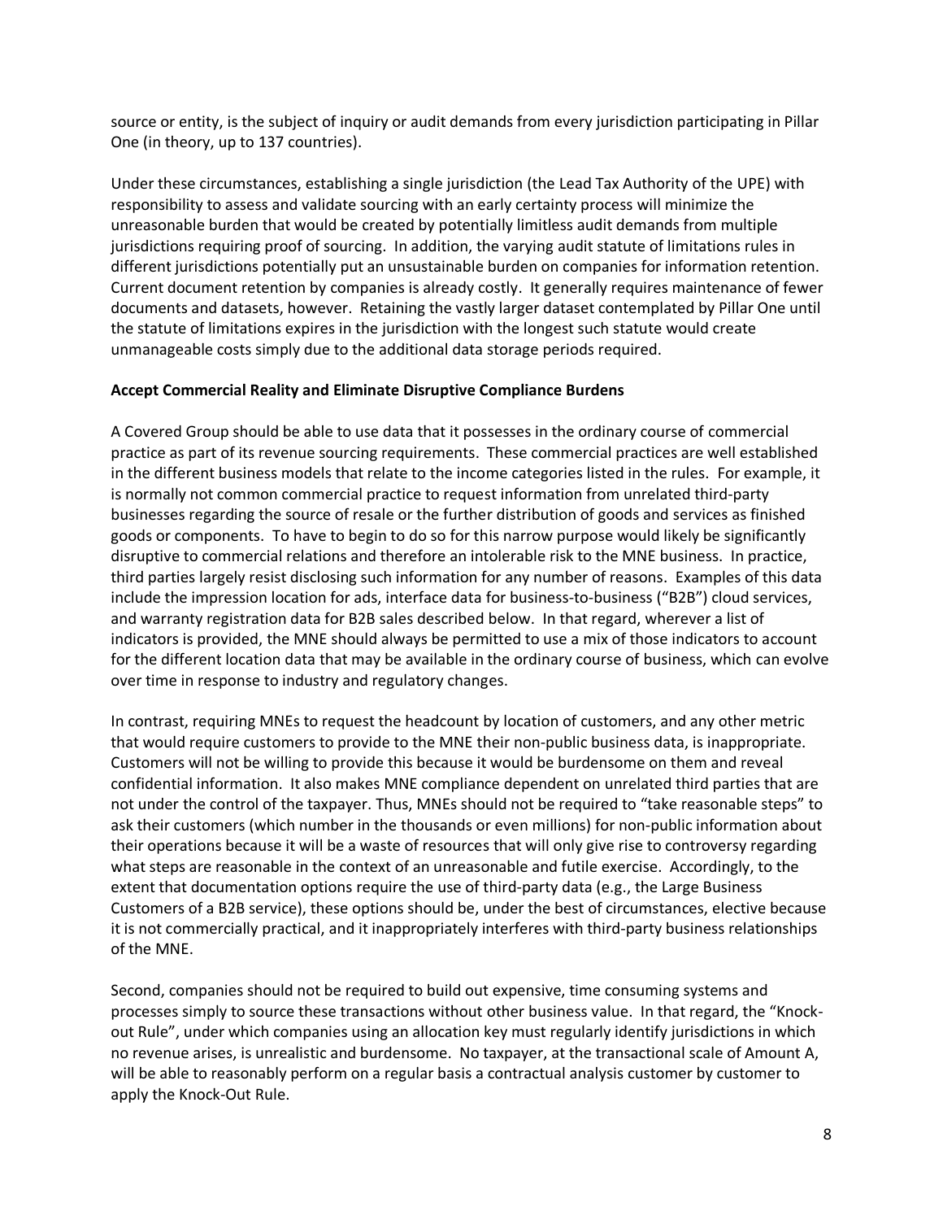source or entity, is the subject of inquiry or audit demands from every jurisdiction participating in Pillar One (in theory, up to 137 countries).

Under these circumstances, establishing a single jurisdiction (the Lead Tax Authority of the UPE) with responsibility to assess and validate sourcing with an early certainty process will minimize the unreasonable burden that would be created by potentially limitless audit demands from multiple jurisdictions requiring proof of sourcing. In addition, the varying audit statute of limitations rules in different jurisdictions potentially put an unsustainable burden on companies for information retention. Current document retention by companies is already costly. It generally requires maintenance of fewer documents and datasets, however. Retaining the vastly larger dataset contemplated by Pillar One until the statute of limitations expires in the jurisdiction with the longest such statute would create unmanageable costs simply due to the additional data storage periods required.

**Accept Commercial Reality and Eliminate Disruptive Compliance Burdens**

A Covered Group should be able to use data that it possesses in the ordinary course of commercial practice as part of its revenue sourcing requirements. These commercial practices are well established in the different business models that relate to the income categories listed in the rules. For example, it is normally not common commercial practice to request information from unrelated third-party businesses regarding the source of resale or the further distribution of goods and services as finished goods or components. To have to begin to do so for this narrow purpose would likely be significantly disruptive to commercial relations and therefore an intolerable risk to the MNE business. In practice, third parties largely resist disclosing such information for any number of reasons. Examples of this data include the impression location for ads, interface data for business-to-business ("B2B") cloud services, and warranty registration data for B2B sales described below. In that regard, wherever a list of indicators is provided, the MNE should always be permitted to use a mix of those indicators to account for the different location data that may be available in the ordinary course of business, which can evolve over time in response to industry and regulatory changes.

In contrast, requiring MNEs to request the headcount by location of customers, and any other metric that would require customers to provide to the MNE their non-public business data, is inappropriate. Customers will not be willing to provide this because it would be burdensome on them and reveal confidential information. It also makes MNE compliance dependent on unrelated third parties that are not under the control of the taxpayer. Thus, MNEs should not be required to "take reasonable steps" to ask their customers (which number in the thousands or even millions) for non-public information about their operations because it will be a waste of resources that will only give rise to controversy regarding what steps are reasonable in the context of an unreasonable and futile exercise. Accordingly, to the extent that documentation options require the use of third-party data (e.g., the Large Business Customers of a B2B service), these options should be, under the best of circumstances, elective because it is not commercially practical, and it inappropriately interferes with third-party business relationships of the MNE.

Second, companies should not be required to build out expensive, time consuming systems and processes simply to source these transactions without other business value. In that regard, the "Knock-out Rule", under which companies using an allocation key must regularly identify jurisdictions in which no revenue arises, is unrealistic and burdensome. No taxpayer, at the transactional scale of Amount A, will be able to reasonably perform on a regular basis a contractual analysis customer by customer to apply the Knock-Out Rule.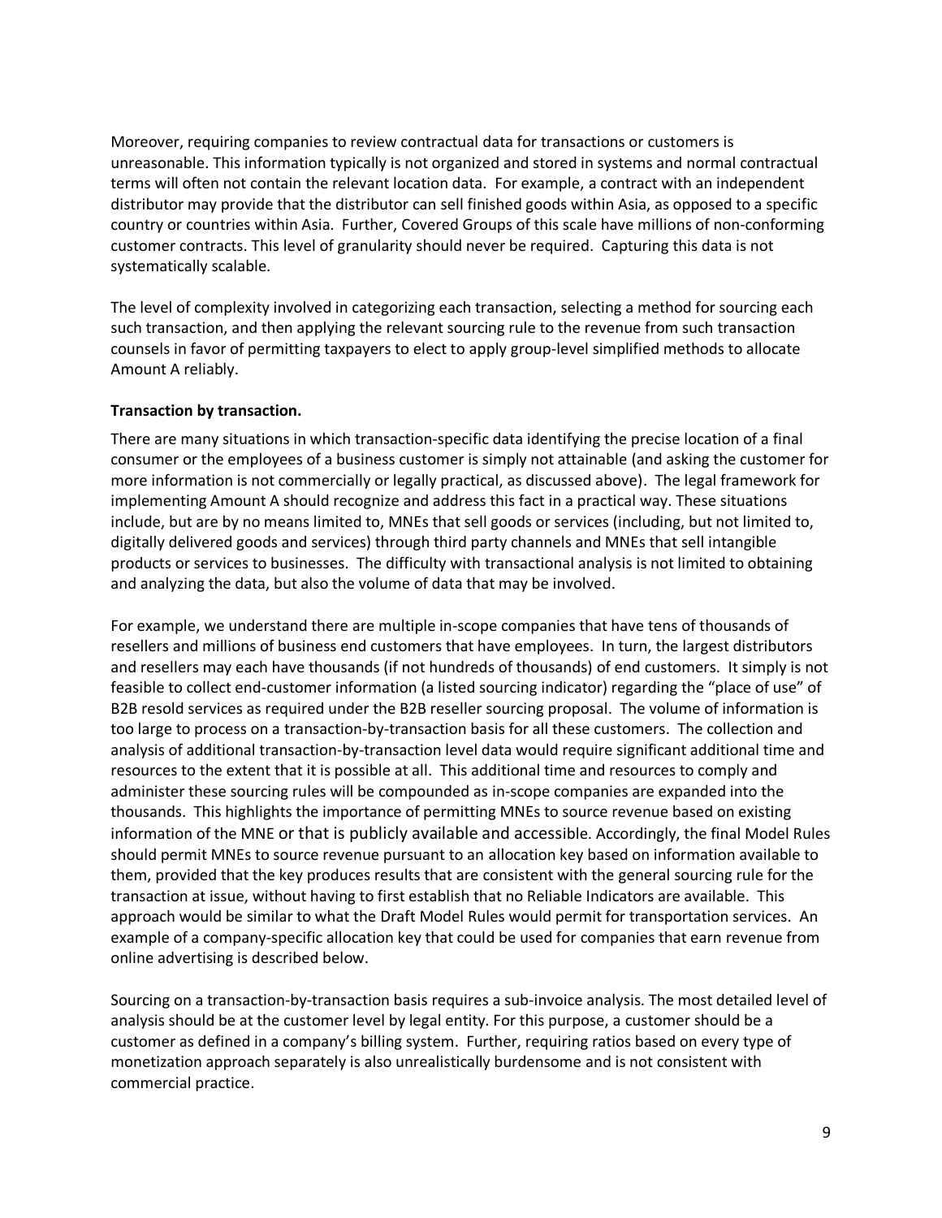Moreover, requiring companies to review contractual data for transactions or customers is unreasonable. This information typically is not organized and stored in systems and normal contractual terms will often not contain the relevant location data. For example, a contract with an independent distributor may provide that the distributor can sell finished goods within Asia, as opposed to a specific country or countries within Asia. Further, Covered Groups of this scale have millions of non-conforming customer contracts. This level of granularity should never be required. Capturing this data is not systematically scalable.

The level of complexity involved in categorizing each transaction, selecting a method for sourcing each such transaction, and then applying the relevant sourcing rule to the revenue from such transaction counsels in favor of permitting taxpayers to elect to apply group-level simplified methods to allocate Amount A reliably.

**Transaction by transaction.**

There are many situations in which transaction-specific data identifying the precise location of a final consumer or the employees of a business customer is simply not attainable (and asking the customer for more information is not commercially or legally practical, as discussed above). The legal framework for implementing Amount A should recognize and address this fact in a practical way. These situations include, but are by no means limited to, MNEs that sell goods or services (including, but not limited to, digitally delivered goods and services) through third party channels and MNEs that sell intangible products or services to businesses. The difficulty with transactional analysis is not limited to obtaining and analyzing the data, but also the volume of data that may be involved.

For example, we understand there are multiple in-scope companies that have tens of thousands of resellers and millions of business end customers that have employees. In turn, the largest distributors and resellers may each have thousands (if not hundreds of thousands) of end customers. It simply is not feasible to collect end-customer information (a listed sourcing indicator) regarding the "place of use" of B2B resold services as required under the B2B reseller sourcing proposal. The volume of information is too large to process on a transaction-by-transaction basis for all these customers. The collection and analysis of additional transaction-by-transaction level data would require significant additional time and resources to the extent that it is possible at all. This additional time and resources to comply and administer these sourcing rules will be compounded as in-scope companies are expanded into the thousands. This highlights the importance of permitting MNEs to source revenue based on existing information of the MNE or that is publicly available and accessible. Accordingly, the final Model Rules should permit MNEs to source revenue pursuant to an allocation key based on information available to them, provided that the key produces results that are consistent with the general sourcing rule for the transaction at issue, without having to first establish that no Reliable Indicators are available. This approach would be similar to what the Draft Model Rules would permit for transportation services. An example of a company-specific allocation key that could be used for companies that earn revenue from online advertising is described below.

Sourcing on a transaction-by-transaction basis requires a sub-invoice analysis. The most detailed level of analysis should be at the customer level by legal entity. For this purpose, a customer should be a customer as defined in a company's billing system. Further, requiring ratios based on every type of monetization approach separately is also unrealistically burdensome and is not consistent with commercial practice.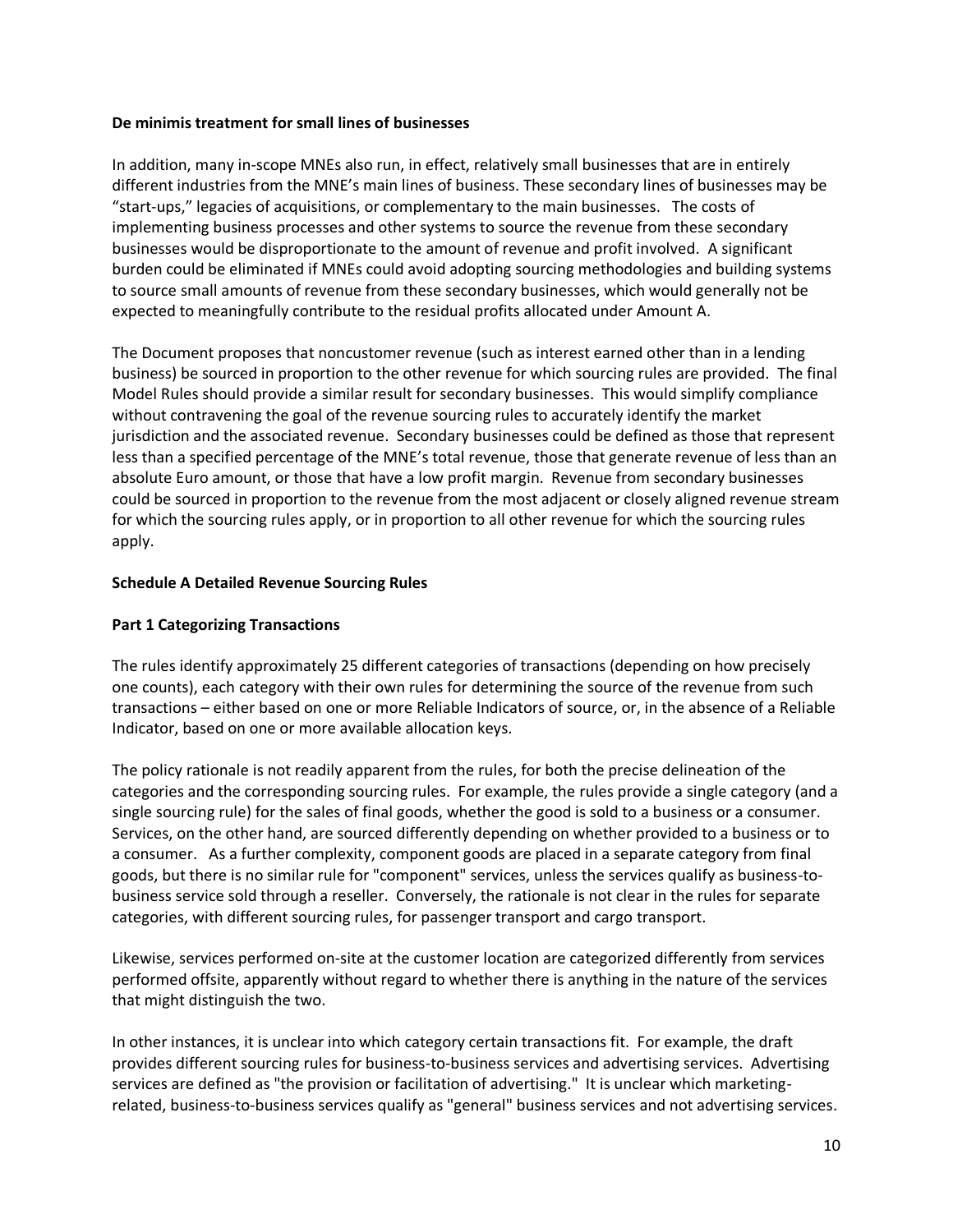**De minimis treatment for small lines of businesses**

In addition, many in-scope MNEs also run, in effect, relatively small businesses that are in entirely different industries from the MNE's main lines of business. These secondary lines of businesses may be "start-ups," legacies of acquisitions, or complementary to the main businesses. The costs of implementing business processes and other systems to source the revenue from these secondary businesses would be disproportionate to the amount of revenue and profit involved. A significant burden could be eliminated if MNEs could avoid adopting sourcing methodologies and building systems to source small amounts of revenue from these secondary businesses, which would generally not be expected to meaningfully contribute to the residual profits allocated under Amount A.

The Document proposes that noncustomer revenue (such as interest earned other than in a lending business) be sourced in proportion to the other revenue for which sourcing rules are provided. The final Model Rules should provide a similar result for secondary businesses. This would simplify compliance without contravening the goal of the revenue sourcing rules to accurately identify the market jurisdiction and the associated revenue. Secondary businesses could be defined as those that represent less than a specified percentage of the MNE's total revenue, those that generate revenue of less than an absolute Euro amount, or those that have a low profit margin. Revenue from secondary businesses could be sourced in proportion to the revenue from the most adjacent or closely aligned revenue stream for which the sourcing rules apply, or in proportion to all other revenue for which the sourcing rules apply.

**Schedule A Detailed Revenue Sourcing Rules**

**Part 1 Categorizing Transactions**

The rules identify approximately 25 different categories of transactions (depending on how precisely one counts), each category with their own rules for determining the source of the revenue from such transactions – either based on one or more Reliable Indicators of source, or, in the absence of a Reliable Indicator, based on one or more available allocation keys.

The policy rationale is not readily apparent from the rules, for both the precise delineation of the categories and the corresponding sourcing rules. For example, the rules provide a single category (and a single sourcing rule) for the sales of final goods, whether the good is sold to a business or a consumer. Services, on the other hand, are sourced differently depending on whether provided to a business or to a consumer. As a further complexity, component goods are placed in a separate category from final goods, but there is no similar rule for "component" services, unless the services qualify as business-to-business service sold through a reseller. Conversely, the rationale is not clear in the rules for separate categories, with different sourcing rules, for passenger transport and cargo transport.

Likewise, services performed on-site at the customer location are categorized differently from services performed offsite, apparently without regard to whether there is anything in the nature of the services that might distinguish the two.

In other instances, it is unclear into which category certain transactions fit. For example, the draft provides different sourcing rules for business-to-business services and advertising services. Advertising services are defined as "the provision or facilitation of advertising." It is unclear which marketing-related, business-to-business services qualify as "general" business services and not advertising services.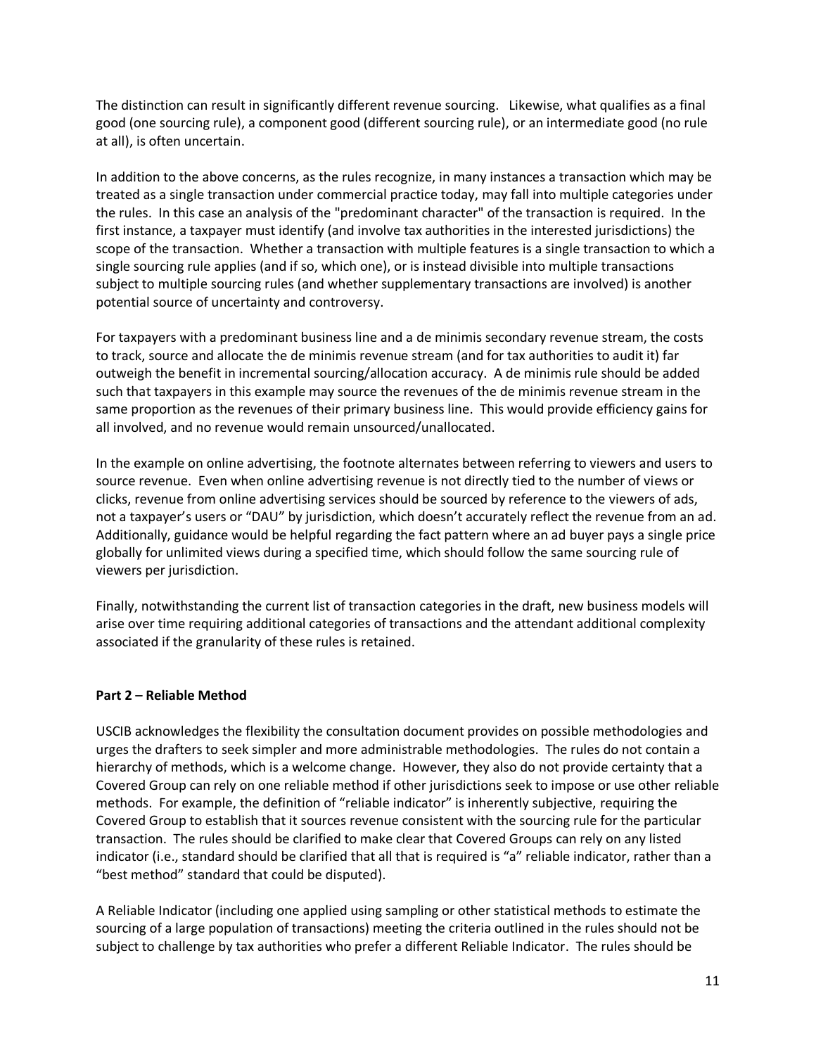The distinction can result in significantly different revenue sourcing. Likewise, what qualifies as a final good (one sourcing rule), a component good (different sourcing rule), or an intermediate good (no rule at all), is often uncertain.

In addition to the above concerns, as the rules recognize, in many instances a transaction which may be treated as a single transaction under commercial practice today, may fall into multiple categories under the rules. In this case an analysis of the "predominant character" of the transaction is required. In the first instance, a taxpayer must identify (and involve tax authorities in the interested jurisdictions) the scope of the transaction. Whether a transaction with multiple features is a single transaction to which a single sourcing rule applies (and if so, which one), or is instead divisible into multiple transactions subject to multiple sourcing rules (and whether supplementary transactions are involved) is another potential source of uncertainty and controversy.

For taxpayers with a predominant business line and a de minimis secondary revenue stream, the costs to track, source and allocate the de minimis revenue stream (and for tax authorities to audit it) far outweigh the benefit in incremental sourcing/allocation accuracy. A de minimis rule should be added such that taxpayers in this example may source the revenues of the de minimis revenue stream in the same proportion as the revenues of their primary business line. This would provide efficiency gains for all involved, and no revenue would remain unsourced/unallocated.

In the example on online advertising, the footnote alternates between referring to viewers and users to source revenue. Even when online advertising revenue is not directly tied to the number of views or clicks, revenue from online advertising services should be sourced by reference to the viewers of ads, not a taxpayer's users or "DAU" by jurisdiction, which doesn't accurately reflect the revenue from an ad. Additionally, guidance would be helpful regarding the fact pattern where an ad buyer pays a single price globally for unlimited views during a specified time, which should follow the same sourcing rule of viewers per jurisdiction.

Finally, notwithstanding the current list of transaction categories in the draft, new business models will arise over time requiring additional categories of transactions and the attendant additional complexity associated if the granularity of these rules is retained.

**Part 2 – Reliable Method**

USCIB acknowledges the flexibility the consultation document provides on possible methodologies and urges the drafters to seek simpler and more administrable methodologies. The rules do not contain a hierarchy of methods, which is a welcome change. However, they also do not provide certainty that a Covered Group can rely on one reliable method if other jurisdictions seek to impose or use other reliable methods. For example, the definition of "reliable indicator" is inherently subjective, requiring the Covered Group to establish that it sources revenue consistent with the sourcing rule for the particular transaction. The rules should be clarified to make clear that Covered Groups can rely on any listed indicator (i.e., standard should be clarified that all that is required is "a" reliable indicator, rather than a "best method" standard that could be disputed).

A Reliable Indicator (including one applied using sampling or other statistical methods to estimate the sourcing of a large population of transactions) meeting the criteria outlined in the rules should not be subject to challenge by tax authorities who prefer a different Reliable Indicator. The rules should be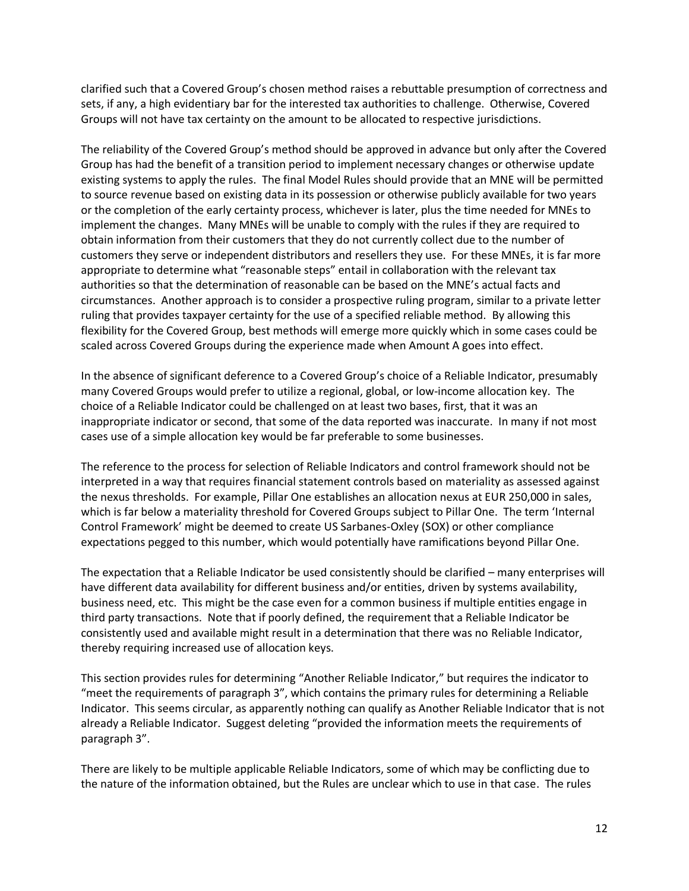clarified such that a Covered Group's chosen method raises a rebuttable presumption of correctness and sets, if any, a high evidentiary bar for the interested tax authorities to challenge. Otherwise, Covered Groups will not have tax certainty on the amount to be allocated to respective jurisdictions.

The reliability of the Covered Group's method should be approved in advance but only after the Covered Group has had the benefit of a transition period to implement necessary changes or otherwise update existing systems to apply the rules. The final Model Rules should provide that an MNE will be permitted to source revenue based on existing data in its possession or otherwise publicly available for two years or the completion of the early certainty process, whichever is later, plus the time needed for MNEs to implement the changes. Many MNEs will be unable to comply with the rules if they are required to obtain information from their customers that they do not currently collect due to the number of customers they serve or independent distributors and resellers they use. For these MNEs, it is far more appropriate to determine what "reasonable steps" entail in collaboration with the relevant tax authorities so that the determination of reasonable can be based on the MNE's actual facts and circumstances. Another approach is to consider a prospective ruling program, similar to a private letter ruling that provides taxpayer certainty for the use of a specified reliable method. By allowing this flexibility for the Covered Group, best methods will emerge more quickly which in some cases could be scaled across Covered Groups during the experience made when Amount A goes into effect.

In the absence of significant deference to a Covered Group's choice of a Reliable Indicator, presumably many Covered Groups would prefer to utilize a regional, global, or low-income allocation key. The choice of a Reliable Indicator could be challenged on at least two bases, first, that it was an inappropriate indicator or second, that some of the data reported was inaccurate. In many if not most cases use of a simple allocation key would be far preferable to some businesses.

The reference to the process for selection of Reliable Indicators and control framework should not be interpreted in a way that requires financial statement controls based on materiality as assessed against the nexus thresholds. For example, Pillar One establishes an allocation nexus at EUR 250,000 in sales, which is far below a materiality threshold for Covered Groups subject to Pillar One. The term 'Internal Control Framework' might be deemed to create US Sarbanes-Oxley (SOX) or other compliance expectations pegged to this number, which would potentially have ramifications beyond Pillar One.

The expectation that a Reliable Indicator be used consistently should be clarified – many enterprises will have different data availability for different business and/or entities, driven by systems availability, business need, etc. This might be the case even for a common business if multiple entities engage in third party transactions. Note that if poorly defined, the requirement that a Reliable Indicator be consistently used and available might result in a determination that there was no Reliable Indicator, thereby requiring increased use of allocation keys.

This section provides rules for determining "Another Reliable Indicator," but requires the indicator to "meet the requirements of paragraph 3", which contains the primary rules for determining a Reliable Indicator. This seems circular, as apparently nothing can qualify as Another Reliable Indicator that is not already a Reliable Indicator. Suggest deleting "provided the information meets the requirements of paragraph 3".

There are likely to be multiple applicable Reliable Indicators, some of which may be conflicting due to the nature of the information obtained, but the Rules are unclear which to use in that case. The rules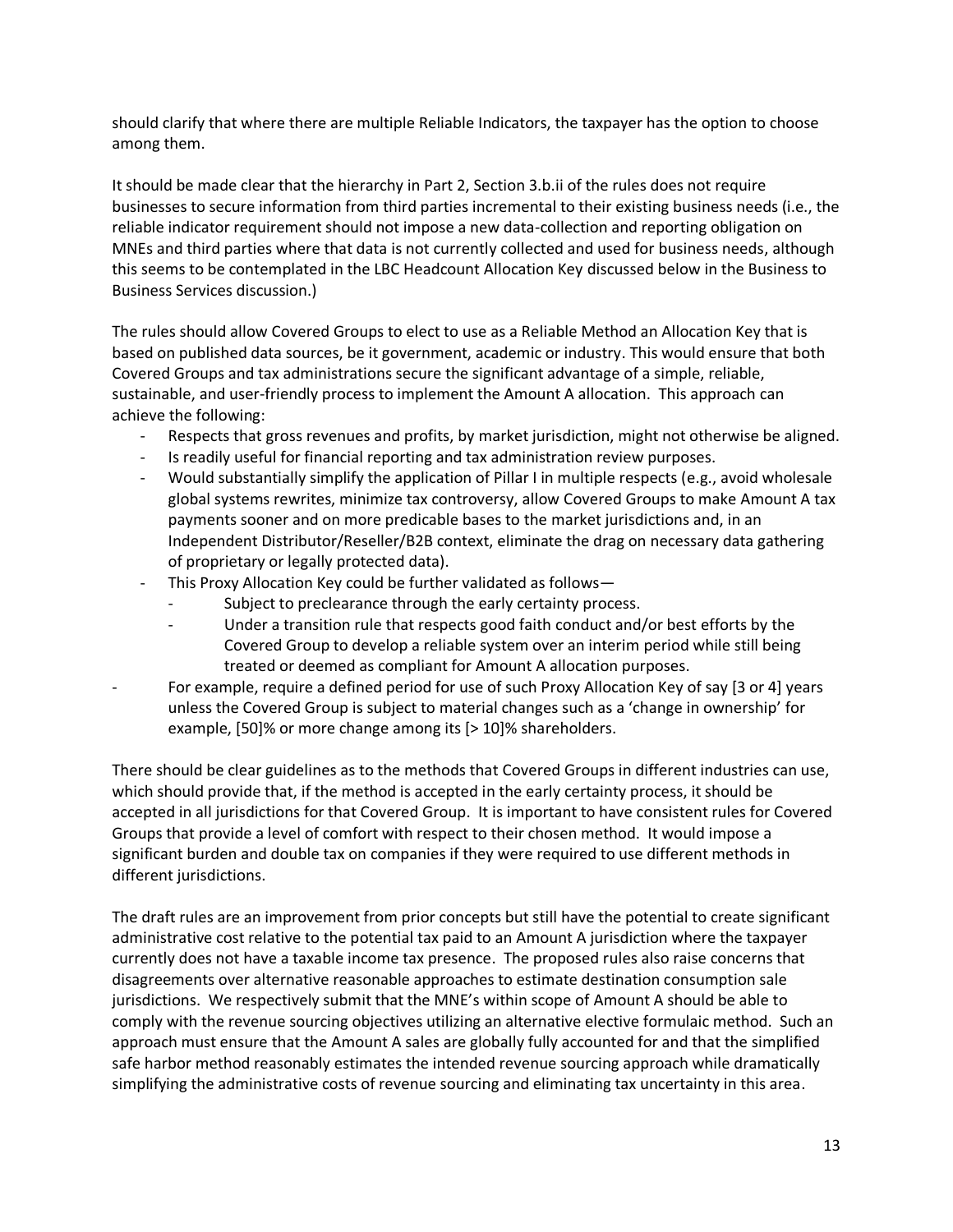should clarify that where there are multiple Reliable Indicators, the taxpayer has the option to choose among them.

It should be made clear that the hierarchy in Part 2, Section 3.b.ii of the rules does not require businesses to secure information from third parties incremental to their existing business needs (i.e., the reliable indicator requirement should not impose a new data-collection and reporting obligation on MNEs and third parties where that data is not currently collected and used for business needs, although this seems to be contemplated in the LBC Headcount Allocation Key discussed below in the Business to Business Services discussion.)

The rules should allow Covered Groups to elect to use as a Reliable Method an Allocation Key that is based on published data sources, be it government, academic or industry. This would ensure that both Covered Groups and tax administrations secure the significant advantage of a simple, reliable, sustainable, and user-friendly process to implement the Amount A allocation. This approach can achieve the following:

- Respects that gross revenues and profits, by market jurisdiction, might not otherwise be aligned.
- Is readily useful for financial reporting and tax administration review purposes.
- Would substantially simplify the application of Pillar I in multiple respects (e.g., avoid wholesale global systems rewrites, minimize tax controversy, allow Covered Groups to make Amount A tax payments sooner and on more predicable bases to the market jurisdictions and, in an Independent Distributor/Reseller/B2B context, eliminate the drag on necessary data gathering of proprietary or legally protected data).
- This Proxy Allocation Key could be further validated as follows—
  - Subject to preclearance through the early certainty process.
  - Under a transition rule that respects good faith conduct and/or best efforts by the Covered Group to develop a reliable system over an interim period while still being treated or deemed as compliant for Amount A allocation purposes.
- For example, require a defined period for use of such Proxy Allocation Key of say [3 or 4] years unless the Covered Group is subject to material changes such as a 'change in ownership' for example, [50]% or more change among its [> 10]% shareholders.

There should be clear guidelines as to the methods that Covered Groups in different industries can use, which should provide that, if the method is accepted in the early certainty process, it should be accepted in all jurisdictions for that Covered Group. It is important to have consistent rules for Covered Groups that provide a level of comfort with respect to their chosen method. It would impose a significant burden and double tax on companies if they were required to use different methods in different jurisdictions.

The draft rules are an improvement from prior concepts but still have the potential to create significant administrative cost relative to the potential tax paid to an Amount A jurisdiction where the taxpayer currently does not have a taxable income tax presence. The proposed rules also raise concerns that disagreements over alternative reasonable approaches to estimate destination consumption sale jurisdictions. We respectively submit that the MNE's within scope of Amount A should be able to comply with the revenue sourcing objectives utilizing an alternative elective formulaic method. Such an approach must ensure that the Amount A sales are globally fully accounted for and that the simplified safe harbor method reasonably estimates the intended revenue sourcing approach while dramatically simplifying the administrative costs of revenue sourcing and eliminating tax uncertainty in this area.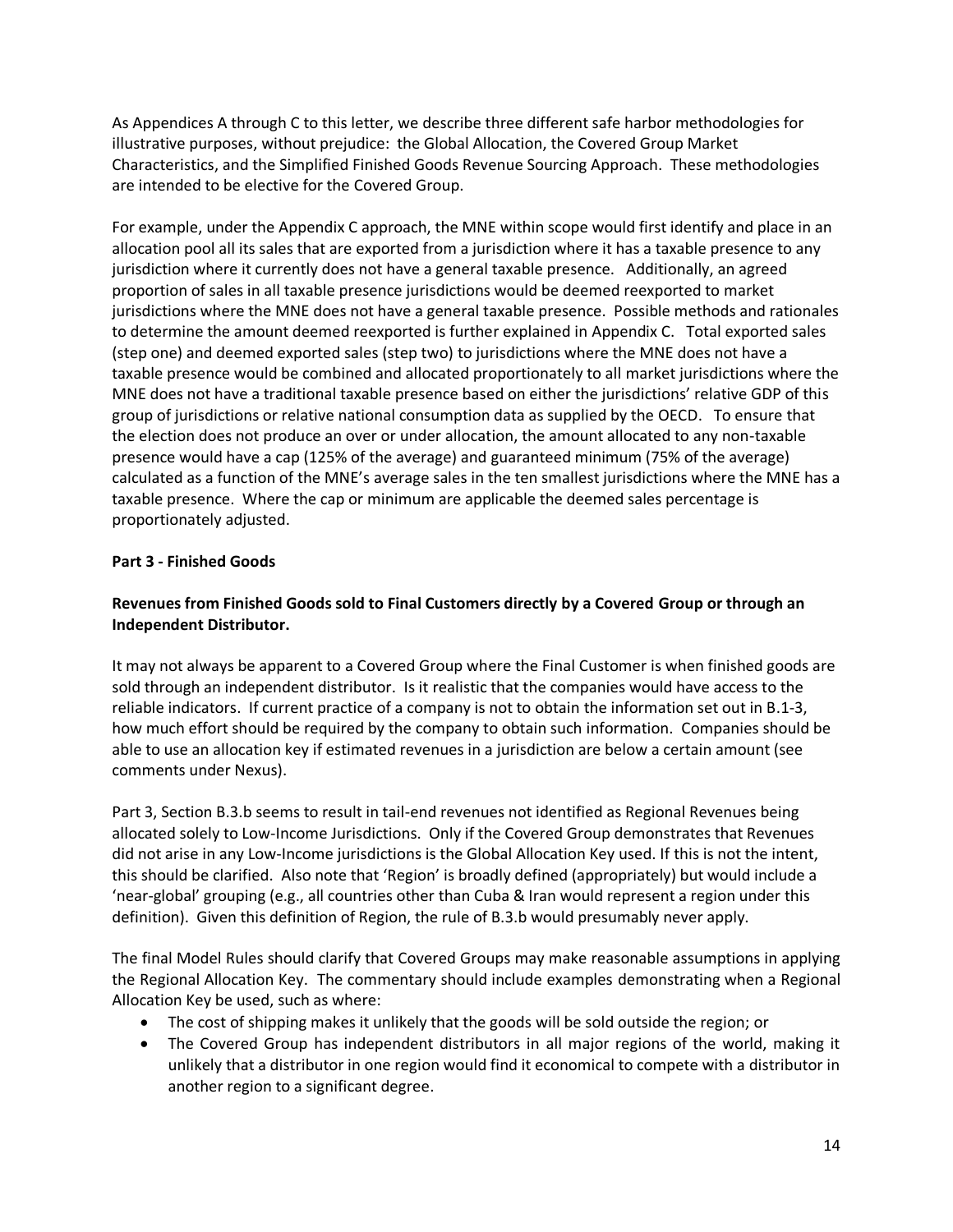As Appendices A through C to this letter, we describe three different safe harbor methodologies for illustrative purposes, without prejudice: the Global Allocation, the Covered Group Market Characteristics, and the Simplified Finished Goods Revenue Sourcing Approach. These methodologies are intended to be elective for the Covered Group.

For example, under the Appendix C approach, the MNE within scope would first identify and place in an allocation pool all its sales that are exported from a jurisdiction where it has a taxable presence to any jurisdiction where it currently does not have a general taxable presence. Additionally, an agreed proportion of sales in all taxable presence jurisdictions would be deemed reexported to market jurisdictions where the MNE does not have a general taxable presence. Possible methods and rationales to determine the amount deemed reexported is further explained in Appendix C. Total exported sales (step one) and deemed exported sales (step two) to jurisdictions where the MNE does not have a taxable presence would be combined and allocated proportionately to all market jurisdictions where the MNE does not have a traditional taxable presence based on either the jurisdictions' relative GDP of this group of jurisdictions or relative national consumption data as supplied by the OECD. To ensure that the election does not produce an over or under allocation, the amount allocated to any non-taxable presence would have a cap (125% of the average) and guaranteed minimum (75% of the average) calculated as a function of the MNE's average sales in the ten smallest jurisdictions where the MNE has a taxable presence. Where the cap or minimum are applicable the deemed sales percentage is proportionately adjusted.

**Part 3 - Finished Goods**

**Revenues from Finished Goods sold to Final Customers directly by a Covered Group or through an Independent Distributor.**

It may not always be apparent to a Covered Group where the Final Customer is when finished goods are sold through an independent distributor. Is it realistic that the companies would have access to the reliable indicators. If current practice of a company is not to obtain the information set out in B.1-3, how much effort should be required by the company to obtain such information. Companies should be able to use an allocation key if estimated revenues in a jurisdiction are below a certain amount (see comments under Nexus).

Part 3, Section B.3.b seems to result in tail-end revenues not identified as Regional Revenues being allocated solely to Low-Income Jurisdictions. Only if the Covered Group demonstrates that Revenues did not arise in any Low-Income jurisdictions is the Global Allocation Key used. If this is not the intent, this should be clarified. Also note that 'Region' is broadly defined (appropriately) but would include a 'near-global' grouping (e.g., all countries other than Cuba & Iran would represent a region under this definition). Given this definition of Region, the rule of B.3.b would presumably never apply.

The final Model Rules should clarify that Covered Groups may make reasonable assumptions in applying the Regional Allocation Key. The commentary should include examples demonstrating when a Regional Allocation Key be used, such as where:

- The cost of shipping makes it unlikely that the goods will be sold outside the region; or
- The Covered Group has independent distributors in all major regions of the world, making it unlikely that a distributor in one region would find it economical to compete with a distributor in another region to a significant degree.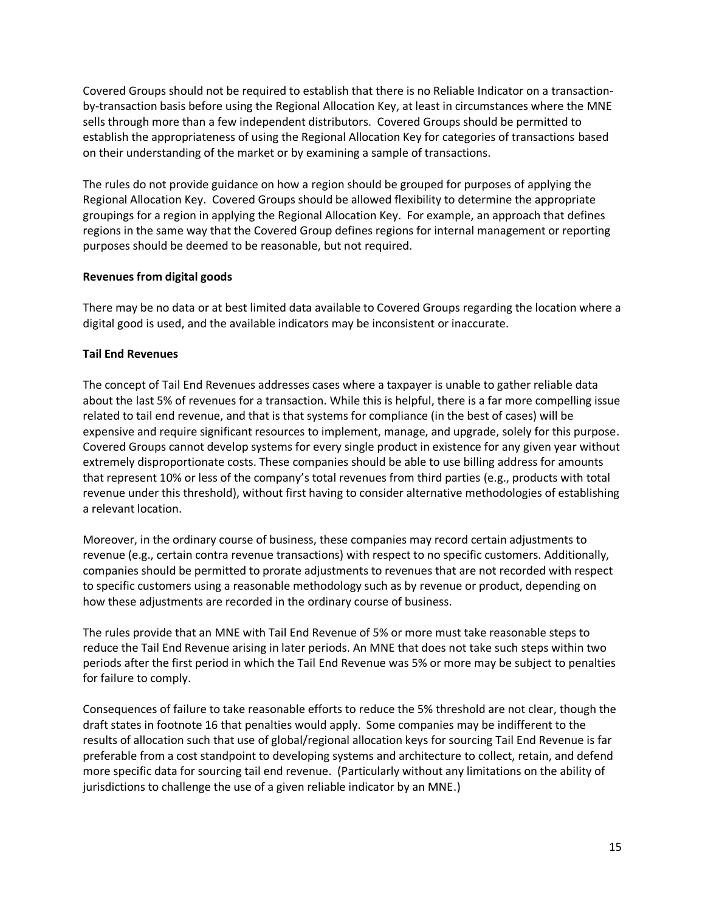Covered Groups should not be required to establish that there is no Reliable Indicator on a transaction-by-transaction basis before using the Regional Allocation Key, at least in circumstances where the MNE sells through more than a few independent distributors. Covered Groups should be permitted to establish the appropriateness of using the Regional Allocation Key for categories of transactions based on their understanding of the market or by examining a sample of transactions.

The rules do not provide guidance on how a region should be grouped for purposes of applying the Regional Allocation Key. Covered Groups should be allowed flexibility to determine the appropriate groupings for a region in applying the Regional Allocation Key. For example, an approach that defines regions in the same way that the Covered Group defines regions for internal management or reporting purposes should be deemed to be reasonable, but not required.

**Revenues from digital goods**

There may be no data or at best limited data available to Covered Groups regarding the location where a digital good is used, and the available indicators may be inconsistent or inaccurate.

**Tail End Revenues**

The concept of Tail End Revenues addresses cases where a taxpayer is unable to gather reliable data about the last 5% of revenues for a transaction. While this is helpful, there is a far more compelling issue related to tail end revenue, and that is that systems for compliance (in the best of cases) will be expensive and require significant resources to implement, manage, and upgrade, solely for this purpose. Covered Groups cannot develop systems for every single product in existence for any given year without extremely disproportionate costs. These companies should be able to use billing address for amounts that represent 10% or less of the company's total revenues from third parties (e.g., products with total revenue under this threshold), without first having to consider alternative methodologies of establishing a relevant location.

Moreover, in the ordinary course of business, these companies may record certain adjustments to revenue (e.g., certain contra revenue transactions) with respect to no specific customers. Additionally, companies should be permitted to prorate adjustments to revenues that are not recorded with respect to specific customers using a reasonable methodology such as by revenue or product, depending on how these adjustments are recorded in the ordinary course of business.

The rules provide that an MNE with Tail End Revenue of 5% or more must take reasonable steps to reduce the Tail End Revenue arising in later periods. An MNE that does not take such steps within two periods after the first period in which the Tail End Revenue was 5% or more may be subject to penalties for failure to comply.

Consequences of failure to take reasonable efforts to reduce the 5% threshold are not clear, though the draft states in footnote 16 that penalties would apply. Some companies may be indifferent to the results of allocation such that use of global/regional allocation keys for sourcing Tail End Revenue is far preferable from a cost standpoint to developing systems and architecture to collect, retain, and defend more specific data for sourcing tail end revenue. (Particularly without any limitations on the ability of jurisdictions to challenge the use of a given reliable indicator by an MNE.)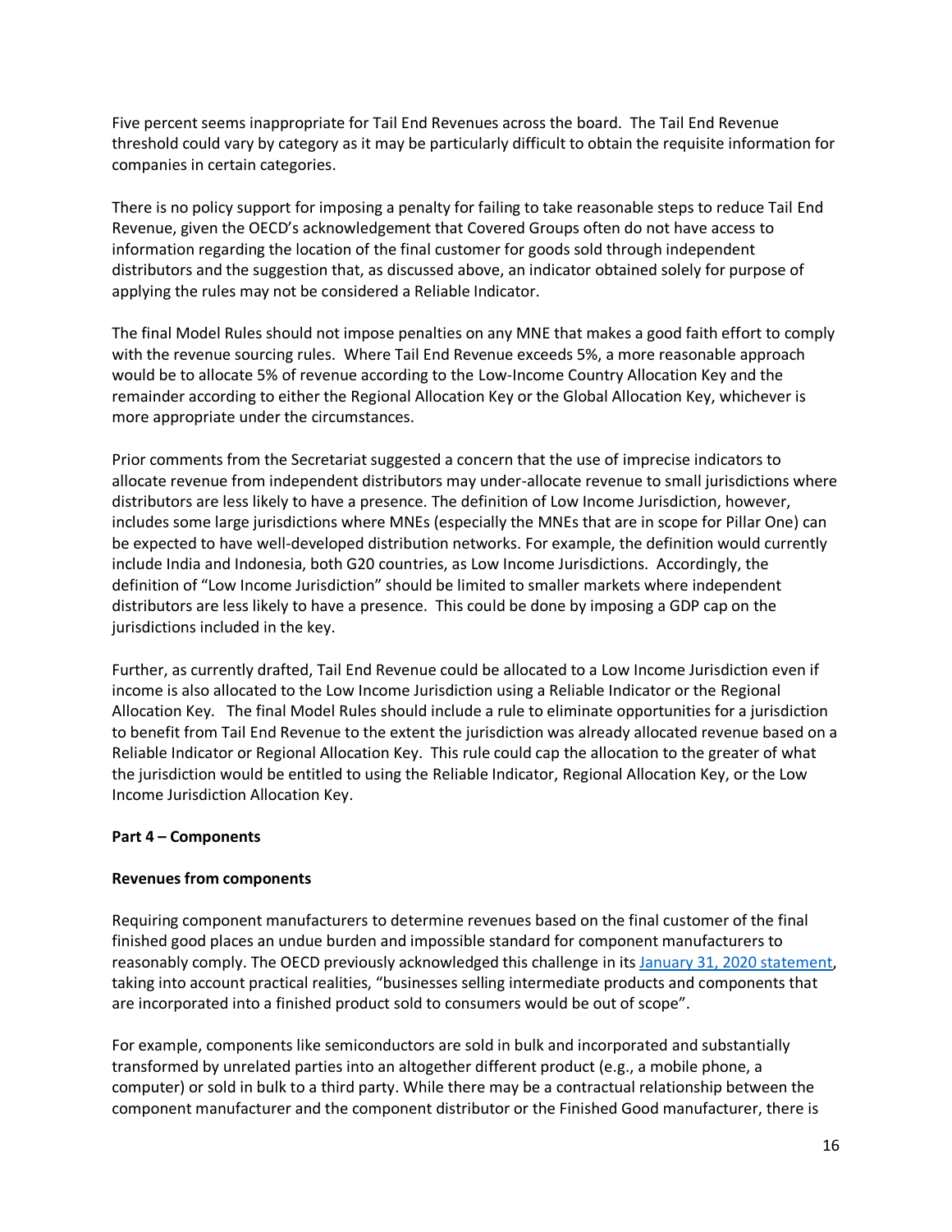Five percent seems inappropriate for Tail End Revenues across the board. The Tail End Revenue threshold could vary by category as it may be particularly difficult to obtain the requisite information for companies in certain categories.

There is no policy support for imposing a penalty for failing to take reasonable steps to reduce Tail End Revenue, given the OECD's acknowledgement that Covered Groups often do not have access to information regarding the location of the final customer for goods sold through independent distributors and the suggestion that, as discussed above, an indicator obtained solely for purpose of applying the rules may not be considered a Reliable Indicator.

The final Model Rules should not impose penalties on any MNE that makes a good faith effort to comply with the revenue sourcing rules. Where Tail End Revenue exceeds 5%, a more reasonable approach would be to allocate 5% of revenue according to the Low-Income Country Allocation Key and the remainder according to either the Regional Allocation Key or the Global Allocation Key, whichever is more appropriate under the circumstances.

Prior comments from the Secretariat suggested a concern that the use of imprecise indicators to allocate revenue from independent distributors may under-allocate revenue to small jurisdictions where distributors are less likely to have a presence. The definition of Low Income Jurisdiction, however, includes some large jurisdictions where MNEs (especially the MNEs that are in scope for Pillar One) can be expected to have well-developed distribution networks. For example, the definition would currently include India and Indonesia, both G20 countries, as Low Income Jurisdictions. Accordingly, the definition of "Low Income Jurisdiction" should be limited to smaller markets where independent distributors are less likely to have a presence. This could be done by imposing a GDP cap on the jurisdictions included in the key.

Further, as currently drafted, Tail End Revenue could be allocated to a Low Income Jurisdiction even if income is also allocated to the Low Income Jurisdiction using a Reliable Indicator or the Regional Allocation Key. The final Model Rules should include a rule to eliminate opportunities for a jurisdiction to benefit from Tail End Revenue to the extent the jurisdiction was already allocated revenue based on a Reliable Indicator or Regional Allocation Key. This rule could cap the allocation to the greater of what the jurisdiction would be entitled to using the Reliable Indicator, Regional Allocation Key, or the Low Income Jurisdiction Allocation Key.

**Part 4 – Components**

**Revenues from components**

Requiring component manufacturers to determine revenues based on the final customer of the final finished good places an undue burden and impossible standard for component manufacturers to reasonably comply. The OECD previously acknowledged this challenge in its [January 31, 2020 statement](), taking into account practical realities, "businesses selling intermediate products and components that are incorporated into a finished product sold to consumers would be out of scope".

For example, components like semiconductors are sold in bulk and incorporated and substantially transformed by unrelated parties into an altogether different product (e.g., a mobile phone, a computer) or sold in bulk to a third party. While there may be a contractual relationship between the component manufacturer and the component distributor or the Finished Good manufacturer, there is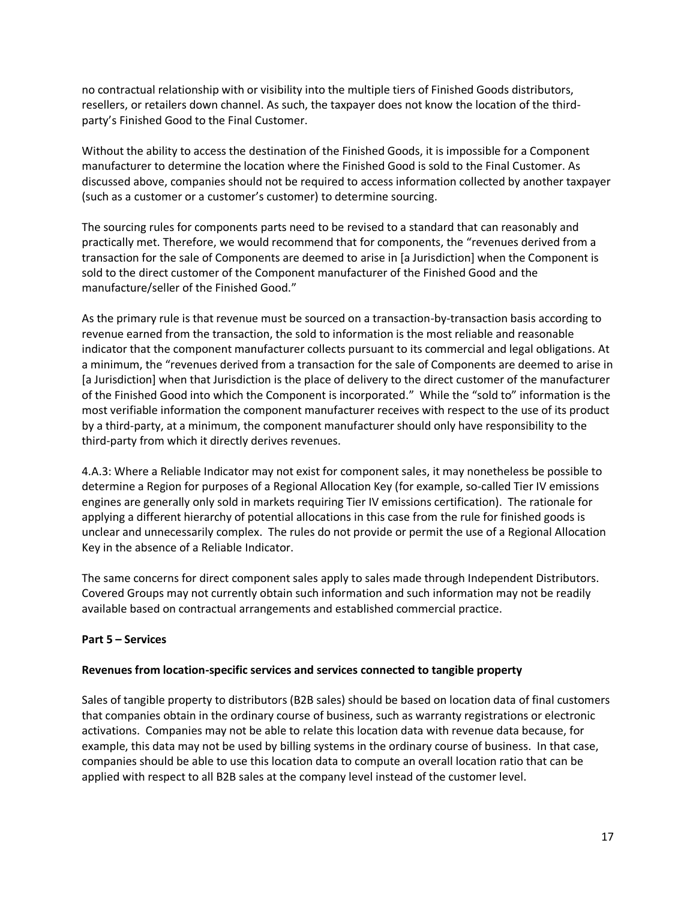no contractual relationship with or visibility into the multiple tiers of Finished Goods distributors, resellers, or retailers down channel. As such, the taxpayer does not know the location of the third-party's Finished Good to the Final Customer.

Without the ability to access the destination of the Finished Goods, it is impossible for a Component manufacturer to determine the location where the Finished Good is sold to the Final Customer. As discussed above, companies should not be required to access information collected by another taxpayer (such as a customer or a customer's customer) to determine sourcing.

The sourcing rules for components parts need to be revised to a standard that can reasonably and practically met. Therefore, we would recommend that for components, the "revenues derived from a transaction for the sale of Components are deemed to arise in [a Jurisdiction] when the Component is sold to the direct customer of the Component manufacturer of the Finished Good and the manufacture/seller of the Finished Good."

As the primary rule is that revenue must be sourced on a transaction-by-transaction basis according to revenue earned from the transaction, the sold to information is the most reliable and reasonable indicator that the component manufacturer collects pursuant to its commercial and legal obligations. At a minimum, the "revenues derived from a transaction for the sale of Components are deemed to arise in [a Jurisdiction] when that Jurisdiction is the place of delivery to the direct customer of the manufacturer of the Finished Good into which the Component is incorporated." While the "sold to" information is the most verifiable information the component manufacturer receives with respect to the use of its product by a third-party, at a minimum, the component manufacturer should only have responsibility to the third-party from which it directly derives revenues.

4.A.3: Where a Reliable Indicator may not exist for component sales, it may nonetheless be possible to determine a Region for purposes of a Regional Allocation Key (for example, so-called Tier IV emissions engines are generally only sold in markets requiring Tier IV emissions certification). The rationale for applying a different hierarchy of potential allocations in this case from the rule for finished goods is unclear and unnecessarily complex. The rules do not provide or permit the use of a Regional Allocation Key in the absence of a Reliable Indicator.

The same concerns for direct component sales apply to sales made through Independent Distributors. Covered Groups may not currently obtain such information and such information may not be readily available based on contractual arrangements and established commercial practice.

**Part 5 – Services**

**Revenues from location-specific services and services connected to tangible property**

Sales of tangible property to distributors (B2B sales) should be based on location data of final customers that companies obtain in the ordinary course of business, such as warranty registrations or electronic activations. Companies may not be able to relate this location data with revenue data because, for example, this data may not be used by billing systems in the ordinary course of business. In that case, companies should be able to use this location data to compute an overall location ratio that can be applied with respect to all B2B sales at the company level instead of the customer level.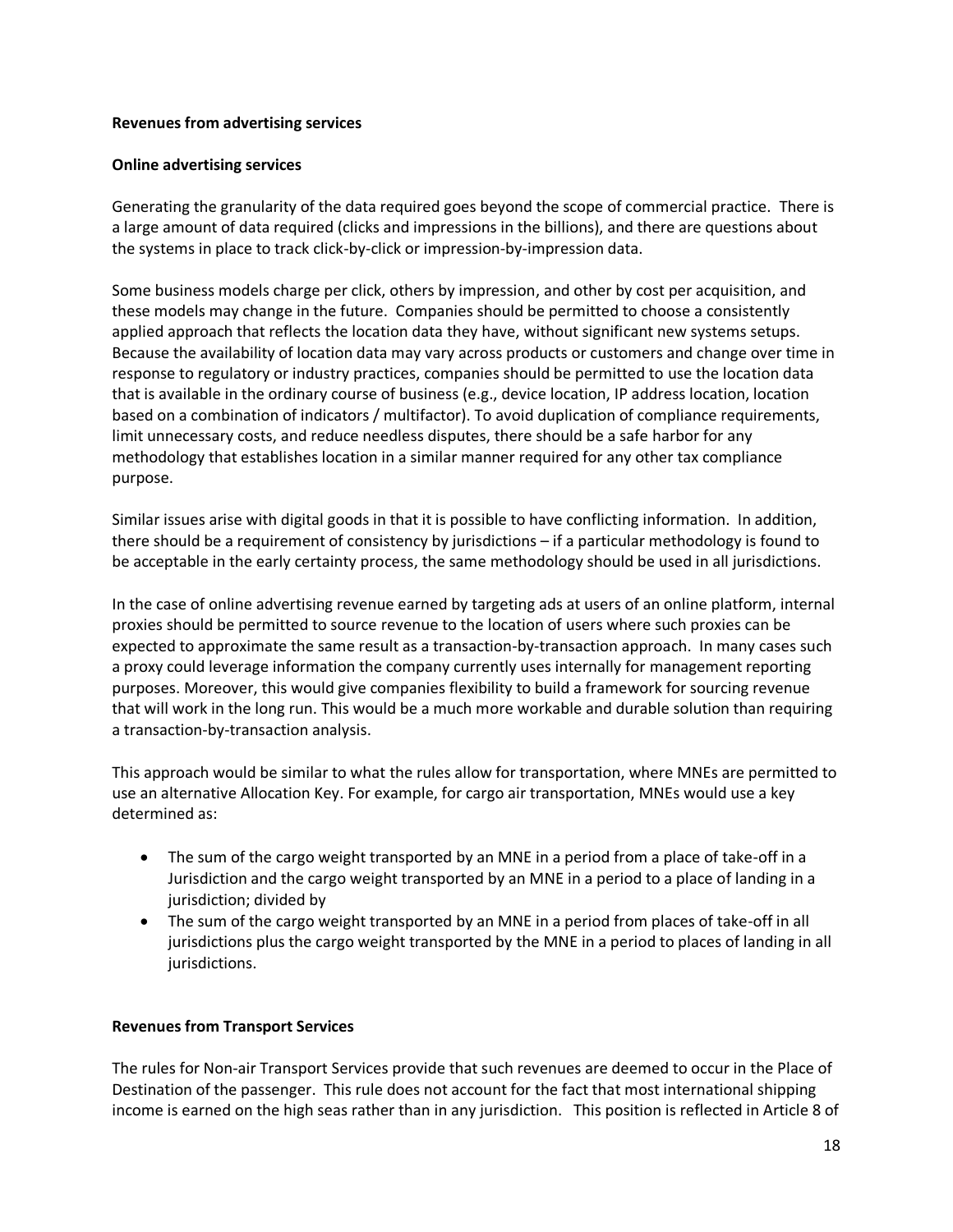**Revenues from advertising services**

**Online advertising services**

Generating the granularity of the data required goes beyond the scope of commercial practice. There is a large amount of data required (clicks and impressions in the billions), and there are questions about the systems in place to track click-by-click or impression-by-impression data.

Some business models charge per click, others by impression, and other by cost per acquisition, and these models may change in the future. Companies should be permitted to choose a consistently applied approach that reflects the location data they have, without significant new systems setups. Because the availability of location data may vary across products or customers and change over time in response to regulatory or industry practices, companies should be permitted to use the location data that is available in the ordinary course of business (e.g., device location, IP address location, location based on a combination of indicators / multifactor). To avoid duplication of compliance requirements, limit unnecessary costs, and reduce needless disputes, there should be a safe harbor for any methodology that establishes location in a similar manner required for any other tax compliance purpose.

Similar issues arise with digital goods in that it is possible to have conflicting information. In addition, there should be a requirement of consistency by jurisdictions – if a particular methodology is found to be acceptable in the early certainty process, the same methodology should be used in all jurisdictions.

In the case of online advertising revenue earned by targeting ads at users of an online platform, internal proxies should be permitted to source revenue to the location of users where such proxies can be expected to approximate the same result as a transaction-by-transaction approach. In many cases such a proxy could leverage information the company currently uses internally for management reporting purposes. Moreover, this would give companies flexibility to build a framework for sourcing revenue that will work in the long run. This would be a much more workable and durable solution than requiring a transaction-by-transaction analysis.

This approach would be similar to what the rules allow for transportation, where MNEs are permitted to use an alternative Allocation Key. For example, for cargo air transportation, MNEs would use a key determined as:

- The sum of the cargo weight transported by an MNE in a period from a place of take-off in a Jurisdiction and the cargo weight transported by an MNE in a period to a place of landing in a jurisdiction; divided by
- The sum of the cargo weight transported by an MNE in a period from places of take-off in all jurisdictions plus the cargo weight transported by the MNE in a period to places of landing in all jurisdictions.

**Revenues from Transport Services**

The rules for Non-air Transport Services provide that such revenues are deemed to occur in the Place of Destination of the passenger. This rule does not account for the fact that most international shipping income is earned on the high seas rather than in any jurisdiction. This position is reflected in Article 8 of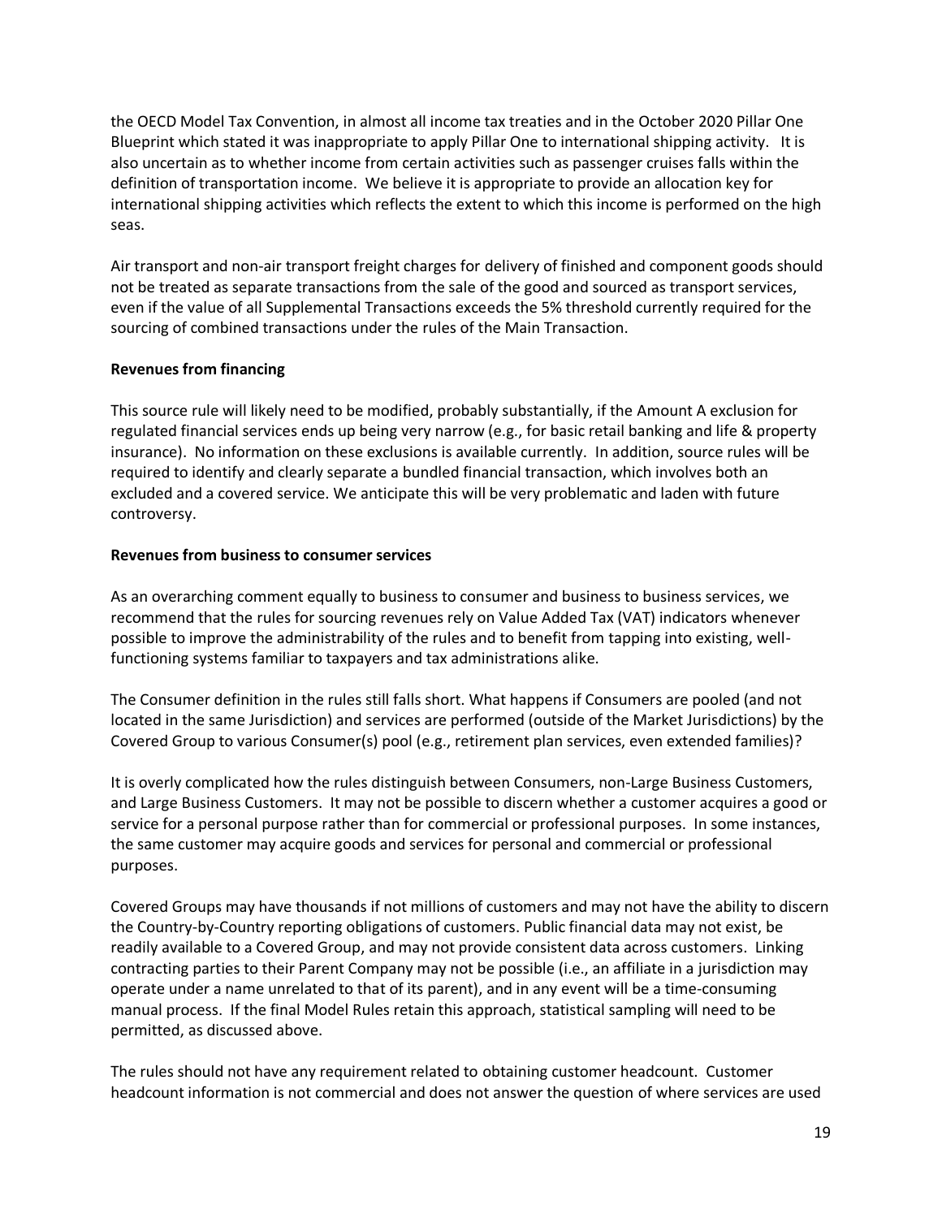the OECD Model Tax Convention, in almost all income tax treaties and in the October 2020 Pillar One Blueprint which stated it was inappropriate to apply Pillar One to international shipping activity. It is also uncertain as to whether income from certain activities such as passenger cruises falls within the definition of transportation income. We believe it is appropriate to provide an allocation key for international shipping activities which reflects the extent to which this income is performed on the high seas.

Air transport and non-air transport freight charges for delivery of finished and component goods should not be treated as separate transactions from the sale of the good and sourced as transport services, even if the value of all Supplemental Transactions exceeds the 5% threshold currently required for the sourcing of combined transactions under the rules of the Main Transaction.

**Revenues from financing**

This source rule will likely need to be modified, probably substantially, if the Amount A exclusion for regulated financial services ends up being very narrow (e.g., for basic retail banking and life & property insurance). No information on these exclusions is available currently. In addition, source rules will be required to identify and clearly separate a bundled financial transaction, which involves both an excluded and a covered service. We anticipate this will be very problematic and laden with future controversy.

**Revenues from business to consumer services**

As an overarching comment equally to business to consumer and business to business services, we recommend that the rules for sourcing revenues rely on Value Added Tax (VAT) indicators whenever possible to improve the administrability of the rules and to benefit from tapping into existing, well-functioning systems familiar to taxpayers and tax administrations alike.

The Consumer definition in the rules still falls short. What happens if Consumers are pooled (and not located in the same Jurisdiction) and services are performed (outside of the Market Jurisdictions) by the Covered Group to various Consumer(s) pool (e.g., retirement plan services, even extended families)?

It is overly complicated how the rules distinguish between Consumers, non-Large Business Customers, and Large Business Customers. It may not be possible to discern whether a customer acquires a good or service for a personal purpose rather than for commercial or professional purposes. In some instances, the same customer may acquire goods and services for personal and commercial or professional purposes.

Covered Groups may have thousands if not millions of customers and may not have the ability to discern the Country-by-Country reporting obligations of customers. Public financial data may not exist, be readily available to a Covered Group, and may not provide consistent data across customers. Linking contracting parties to their Parent Company may not be possible (i.e., an affiliate in a jurisdiction may operate under a name unrelated to that of its parent), and in any event will be a time-consuming manual process. If the final Model Rules retain this approach, statistical sampling will need to be permitted, as discussed above.

The rules should not have any requirement related to obtaining customer headcount. Customer headcount information is not commercial and does not answer the question of where services are used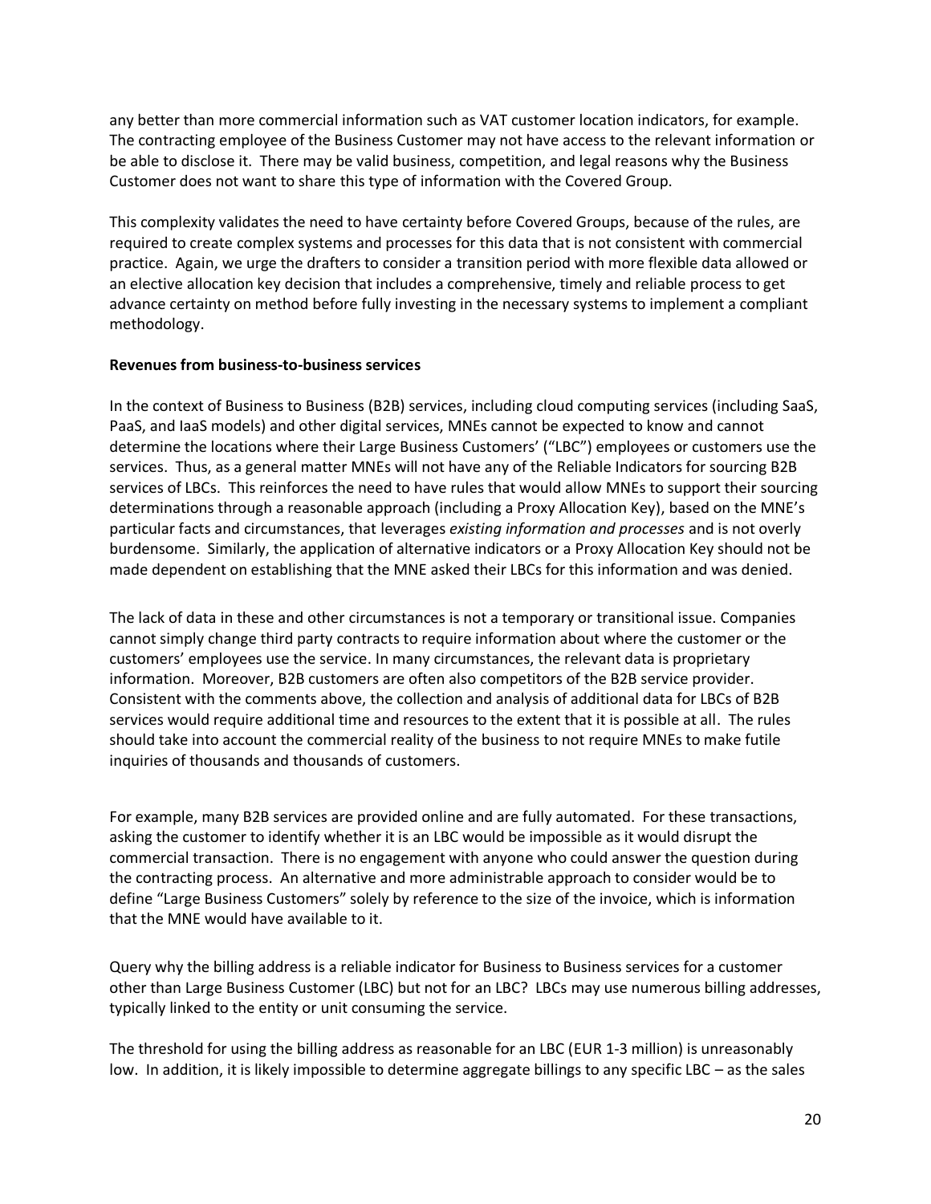any better than more commercial information such as VAT customer location indicators, for example. The contracting employee of the Business Customer may not have access to the relevant information or be able to disclose it. There may be valid business, competition, and legal reasons why the Business Customer does not want to share this type of information with the Covered Group.

This complexity validates the need to have certainty before Covered Groups, because of the rules, are required to create complex systems and processes for this data that is not consistent with commercial practice. Again, we urge the drafters to consider a transition period with more flexible data allowed or an elective allocation key decision that includes a comprehensive, timely and reliable process to get advance certainty on method before fully investing in the necessary systems to implement a compliant methodology.

**Revenues from business-to-business services**

In the context of Business to Business (B2B) services, including cloud computing services (including SaaS, PaaS, and IaaS models) and other digital services, MNEs cannot be expected to know and cannot determine the locations where their Large Business Customers' ("LBC") employees or customers use the services. Thus, as a general matter MNEs will not have any of the Reliable Indicators for sourcing B2B services of LBCs. This reinforces the need to have rules that would allow MNEs to support their sourcing determinations through a reasonable approach (including a Proxy Allocation Key), based on the MNE's particular facts and circumstances, that leverages *existing information and processes* and is not overly burdensome. Similarly, the application of alternative indicators or a Proxy Allocation Key should not be made dependent on establishing that the MNE asked their LBCs for this information and was denied.

The lack of data in these and other circumstances is not a temporary or transitional issue. Companies cannot simply change third party contracts to require information about where the customer or the customers' employees use the service. In many circumstances, the relevant data is proprietary information. Moreover, B2B customers are often also competitors of the B2B service provider. Consistent with the comments above, the collection and analysis of additional data for LBCs of B2B services would require additional time and resources to the extent that it is possible at all. The rules should take into account the commercial reality of the business to not require MNEs to make futile inquiries of thousands and thousands of customers.

For example, many B2B services are provided online and are fully automated. For these transactions, asking the customer to identify whether it is an LBC would be impossible as it would disrupt the commercial transaction. There is no engagement with anyone who could answer the question during the contracting process. An alternative and more administrable approach to consider would be to define "Large Business Customers" solely by reference to the size of the invoice, which is information that the MNE would have available to it.

Query why the billing address is a reliable indicator for Business to Business services for a customer other than Large Business Customer (LBC) but not for an LBC? LBCs may use numerous billing addresses, typically linked to the entity or unit consuming the service.

The threshold for using the billing address as reasonable for an LBC (EUR 1-3 million) is unreasonably low. In addition, it is likely impossible to determine aggregate billings to any specific LBC – as the sales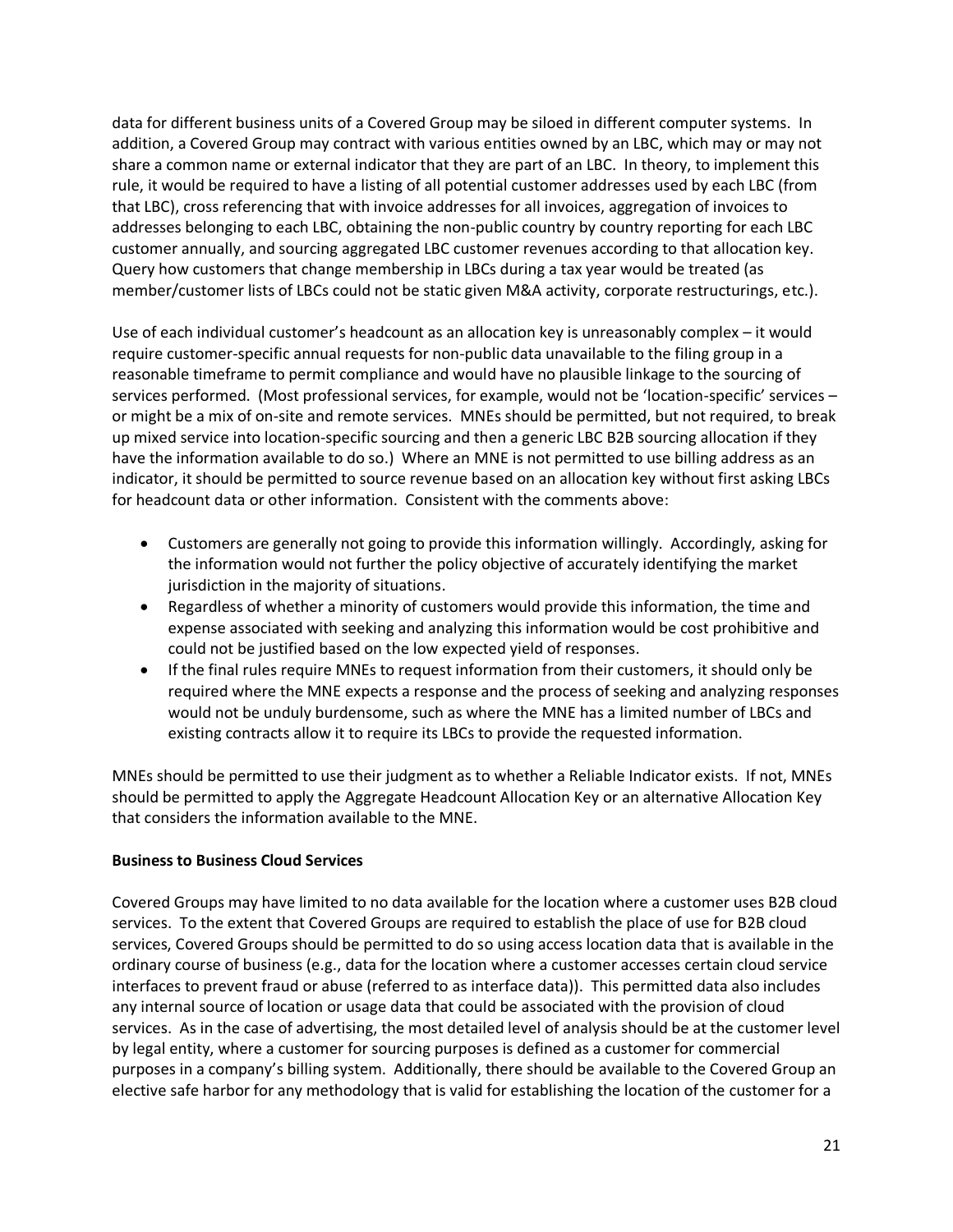data for different business units of a Covered Group may be siloed in different computer systems. In addition, a Covered Group may contract with various entities owned by an LBC, which may or may not share a common name or external indicator that they are part of an LBC. In theory, to implement this rule, it would be required to have a listing of all potential customer addresses used by each LBC (from that LBC), cross referencing that with invoice addresses for all invoices, aggregation of invoices to addresses belonging to each LBC, obtaining the non-public country by country reporting for each LBC customer annually, and sourcing aggregated LBC customer revenues according to that allocation key. Query how customers that change membership in LBCs during a tax year would be treated (as member/customer lists of LBCs could not be static given M&A activity, corporate restructurings, etc.).

Use of each individual customer's headcount as an allocation key is unreasonably complex – it would require customer-specific annual requests for non-public data unavailable to the filing group in a reasonable timeframe to permit compliance and would have no plausible linkage to the sourcing of services performed. (Most professional services, for example, would not be 'location-specific' services – or might be a mix of on-site and remote services. MNEs should be permitted, but not required, to break up mixed service into location-specific sourcing and then a generic LBC B2B sourcing allocation if they have the information available to do so.) Where an MNE is not permitted to use billing address as an indicator, it should be permitted to source revenue based on an allocation key without first asking LBCs for headcount data or other information. Consistent with the comments above:

- Customers are generally not going to provide this information willingly. Accordingly, asking for the information would not further the policy objective of accurately identifying the market jurisdiction in the majority of situations.
- Regardless of whether a minority of customers would provide this information, the time and expense associated with seeking and analyzing this information would be cost prohibitive and could not be justified based on the low expected yield of responses.
- If the final rules require MNEs to request information from their customers, it should only be required where the MNE expects a response and the process of seeking and analyzing responses would not be unduly burdensome, such as where the MNE has a limited number of LBCs and existing contracts allow it to require its LBCs to provide the requested information.

MNEs should be permitted to use their judgment as to whether a Reliable Indicator exists. If not, MNEs should be permitted to apply the Aggregate Headcount Allocation Key or an alternative Allocation Key that considers the information available to the MNE.

**Business to Business Cloud Services**

Covered Groups may have limited to no data available for the location where a customer uses B2B cloud services. To the extent that Covered Groups are required to establish the place of use for B2B cloud services, Covered Groups should be permitted to do so using access location data that is available in the ordinary course of business (e.g., data for the location where a customer accesses certain cloud service interfaces to prevent fraud or abuse (referred to as interface data)). This permitted data also includes any internal source of location or usage data that could be associated with the provision of cloud services. As in the case of advertising, the most detailed level of analysis should be at the customer level by legal entity, where a customer for sourcing purposes is defined as a customer for commercial purposes in a company's billing system. Additionally, there should be available to the Covered Group an elective safe harbor for any methodology that is valid for establishing the location of the customer for a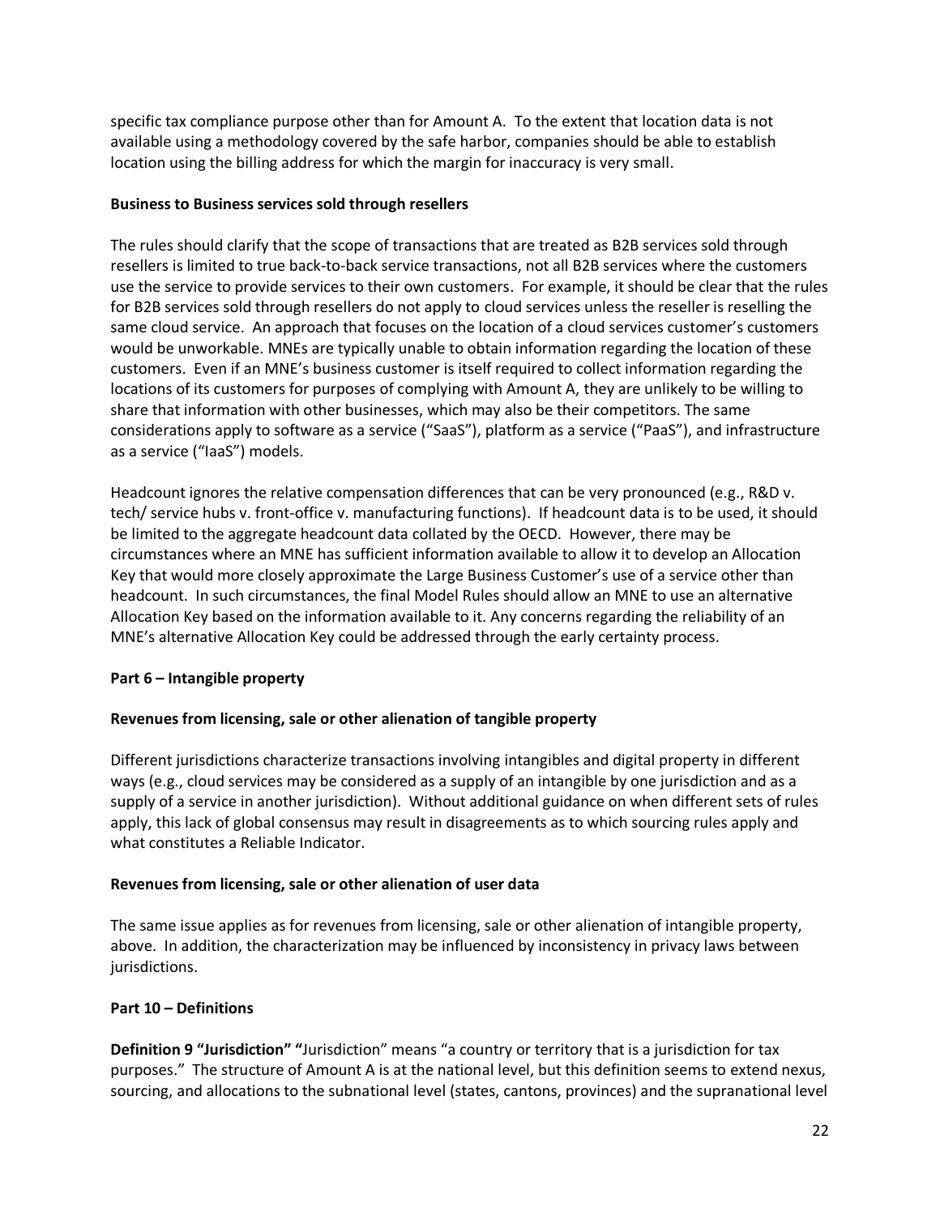specific tax compliance purpose other than for Amount A. To the extent that location data is not available using a methodology covered by the safe harbor, companies should be able to establish location using the billing address for which the margin for inaccuracy is very small.

**Business to Business services sold through resellers**

The rules should clarify that the scope of transactions that are treated as B2B services sold through resellers is limited to true back-to-back service transactions, not all B2B services where the customers use the service to provide services to their own customers. For example, it should be clear that the rules for B2B services sold through resellers do not apply to cloud services unless the reseller is reselling the same cloud service. An approach that focuses on the location of a cloud services customer's customers would be unworkable. MNEs are typically unable to obtain information regarding the location of these customers. Even if an MNE's business customer is itself required to collect information regarding the locations of its customers for purposes of complying with Amount A, they are unlikely to be willing to share that information with other businesses, which may also be their competitors. The same considerations apply to software as a service ("SaaS"), platform as a service ("PaaS"), and infrastructure as a service ("IaaS") models.

Headcount ignores the relative compensation differences that can be very pronounced (e.g., R&D v. tech/ service hubs v. front-office v. manufacturing functions). If headcount data is to be used, it should be limited to the aggregate headcount data collated by the OECD. However, there may be circumstances where an MNE has sufficient information available to allow it to develop an Allocation Key that would more closely approximate the Large Business Customer's use of a service other than headcount. In such circumstances, the final Model Rules should allow an MNE to use an alternative Allocation Key based on the information available to it. Any concerns regarding the reliability of an MNE's alternative Allocation Key could be addressed through the early certainty process.

**Part 6 – Intangible property**

**Revenues from licensing, sale or other alienation of tangible property**

Different jurisdictions characterize transactions involving intangibles and digital property in different ways (e.g., cloud services may be considered as a supply of an intangible by one jurisdiction and as a supply of a service in another jurisdiction). Without additional guidance on when different sets of rules apply, this lack of global consensus may result in disagreements as to which sourcing rules apply and what constitutes a Reliable Indicator.

**Revenues from licensing, sale or other alienation of user data**

The same issue applies as for revenues from licensing, sale or other alienation of intangible property, above. In addition, the characterization may be influenced by inconsistency in privacy laws between jurisdictions.

**Part 10 – Definitions**

**Definition 9 "Jurisdiction" "**Jurisdiction" means "a country or territory that is a jurisdiction for tax purposes." The structure of Amount A is at the national level, but this definition seems to extend nexus, sourcing, and allocations to the subnational level (states, cantons, provinces) and the supranational level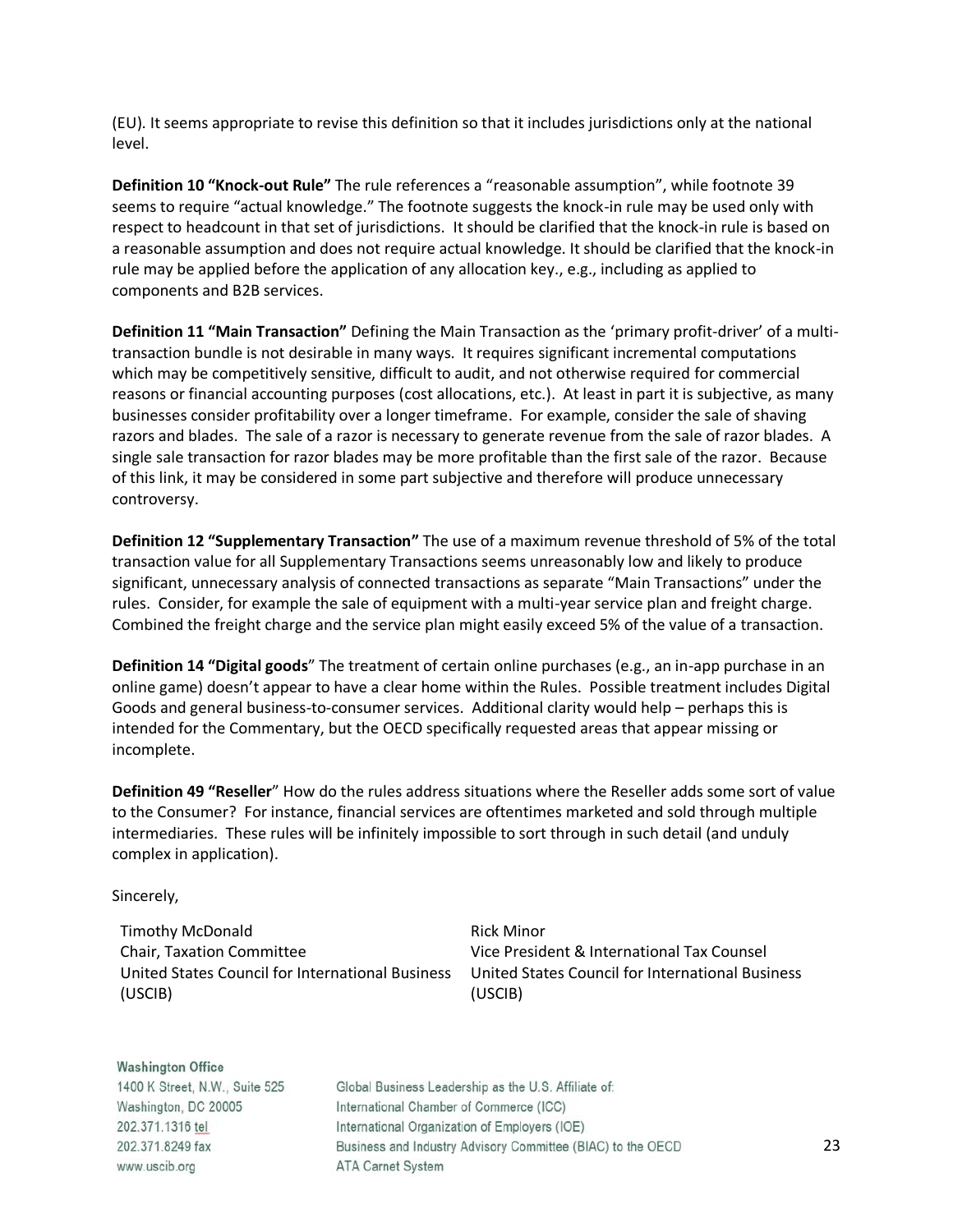(EU). It seems appropriate to revise this definition so that it includes jurisdictions only at the national level.

**Definition 10 "Knock-out Rule"** The rule references a "reasonable assumption", while footnote 39 seems to require "actual knowledge." The footnote suggests the knock-in rule may be used only with respect to headcount in that set of jurisdictions. It should be clarified that the knock-in rule is based on a reasonable assumption and does not require actual knowledge. It should be clarified that the knock-in rule may be applied before the application of any allocation key., e.g., including as applied to components and B2B services.

**Definition 11 "Main Transaction"** Defining the Main Transaction as the 'primary profit-driver' of a multi-transaction bundle is not desirable in many ways. It requires significant incremental computations which may be competitively sensitive, difficult to audit, and not otherwise required for commercial reasons or financial accounting purposes (cost allocations, etc.). At least in part it is subjective, as many businesses consider profitability over a longer timeframe. For example, consider the sale of shaving razors and blades. The sale of a razor is necessary to generate revenue from the sale of razor blades. A single sale transaction for razor blades may be more profitable than the first sale of the razor. Because of this link, it may be considered in some part subjective and therefore will produce unnecessary controversy.

**Definition 12 "Supplementary Transaction"** The use of a maximum revenue threshold of 5% of the total transaction value for all Supplementary Transactions seems unreasonably low and likely to produce significant, unnecessary analysis of connected transactions as separate "Main Transactions" under the rules. Consider, for example the sale of equipment with a multi-year service plan and freight charge. Combined the freight charge and the service plan might easily exceed 5% of the value of a transaction.

**Definition 14 "Digital goods"** The treatment of certain online purchases (e.g., an in-app purchase in an online game) doesn't appear to have a clear home within the Rules. Possible treatment includes Digital Goods and general business-to-consumer services. Additional clarity would help – perhaps this is intended for the Commentary, but the OECD specifically requested areas that appear missing or incomplete.

**Definition 49 "Reseller"** How do the rules address situations where the Reseller adds some sort of value to the Consumer? For instance, financial services are oftentimes marketed and sold through multiple intermediaries. These rules will be infinitely impossible to sort through in such detail (and unduly complex in application).

Sincerely,

| | |
|---|---|
| Timothy McDonald | Rick Minor |
| Chair, Taxation Committee | Vice President & International Tax Counsel |
| United States Council for International Business (USCIB) | United States Council for International Business (USCIB) |

**Washington Office**
1400 K Street, N.W., Suite 525
Washington, DC 20005
202.371.1316 tel
202.371.8249 fax
www.uscib.org

Global Business Leadership as the U.S. Affiliate of:
International Chamber of Commerce (ICC)
International Organization of Employers (IOE)
Business and Industry Advisory Committee (BIAC) to the OECD
ATA Carnet System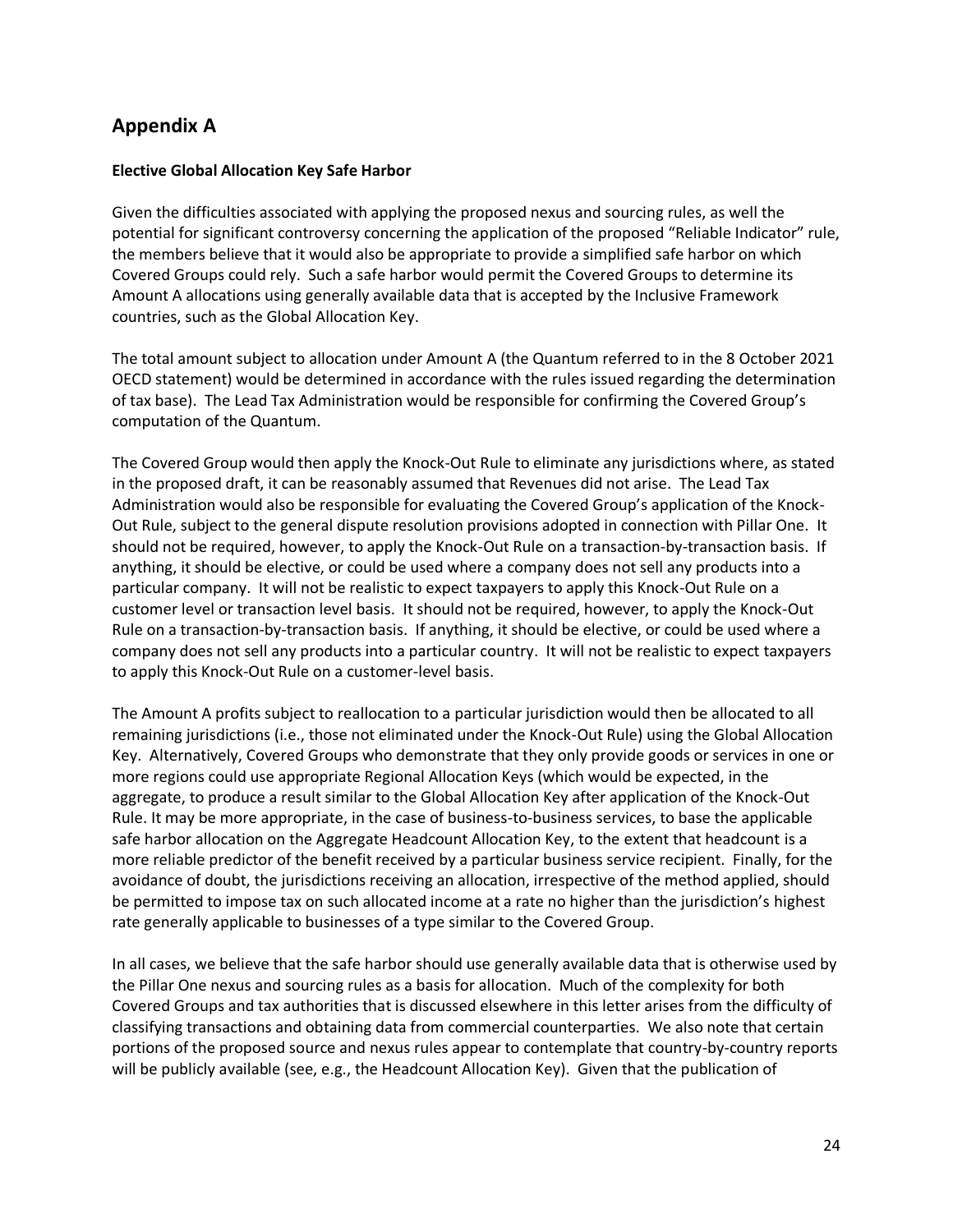## Appendix A

**Elective Global Allocation Key Safe Harbor**

Given the difficulties associated with applying the proposed nexus and sourcing rules, as well the potential for significant controversy concerning the application of the proposed "Reliable Indicator" rule, the members believe that it would also be appropriate to provide a simplified safe harbor on which Covered Groups could rely. Such a safe harbor would permit the Covered Groups to determine its Amount A allocations using generally available data that is accepted by the Inclusive Framework countries, such as the Global Allocation Key.

The total amount subject to allocation under Amount A (the Quantum referred to in the 8 October 2021 OECD statement) would be determined in accordance with the rules issued regarding the determination of tax base). The Lead Tax Administration would be responsible for confirming the Covered Group's computation of the Quantum.

The Covered Group would then apply the Knock-Out Rule to eliminate any jurisdictions where, as stated in the proposed draft, it can be reasonably assumed that Revenues did not arise. The Lead Tax Administration would also be responsible for evaluating the Covered Group's application of the Knock-Out Rule, subject to the general dispute resolution provisions adopted in connection with Pillar One. It should not be required, however, to apply the Knock-Out Rule on a transaction-by-transaction basis. If anything, it should be elective, or could be used where a company does not sell any products into a particular company. It will not be realistic to expect taxpayers to apply this Knock-Out Rule on a customer level or transaction level basis. It should not be required, however, to apply the Knock-Out Rule on a transaction-by-transaction basis. If anything, it should be elective, or could be used where a company does not sell any products into a particular country. It will not be realistic to expect taxpayers to apply this Knock-Out Rule on a customer-level basis.

The Amount A profits subject to reallocation to a particular jurisdiction would then be allocated to all remaining jurisdictions (i.e., those not eliminated under the Knock-Out Rule) using the Global Allocation Key. Alternatively, Covered Groups who demonstrate that they only provide goods or services in one or more regions could use appropriate Regional Allocation Keys (which would be expected, in the aggregate, to produce a result similar to the Global Allocation Key after application of the Knock-Out Rule. It may be more appropriate, in the case of business-to-business services, to base the applicable safe harbor allocation on the Aggregate Headcount Allocation Key, to the extent that headcount is a more reliable predictor of the benefit received by a particular business service recipient. Finally, for the avoidance of doubt, the jurisdictions receiving an allocation, irrespective of the method applied, should be permitted to impose tax on such allocated income at a rate no higher than the jurisdiction's highest rate generally applicable to businesses of a type similar to the Covered Group.

In all cases, we believe that the safe harbor should use generally available data that is otherwise used by the Pillar One nexus and sourcing rules as a basis for allocation. Much of the complexity for both Covered Groups and tax authorities that is discussed elsewhere in this letter arises from the difficulty of classifying transactions and obtaining data from commercial counterparties. We also note that certain portions of the proposed source and nexus rules appear to contemplate that country-by-country reports will be publicly available (see, e.g., the Headcount Allocation Key). Given that the publication of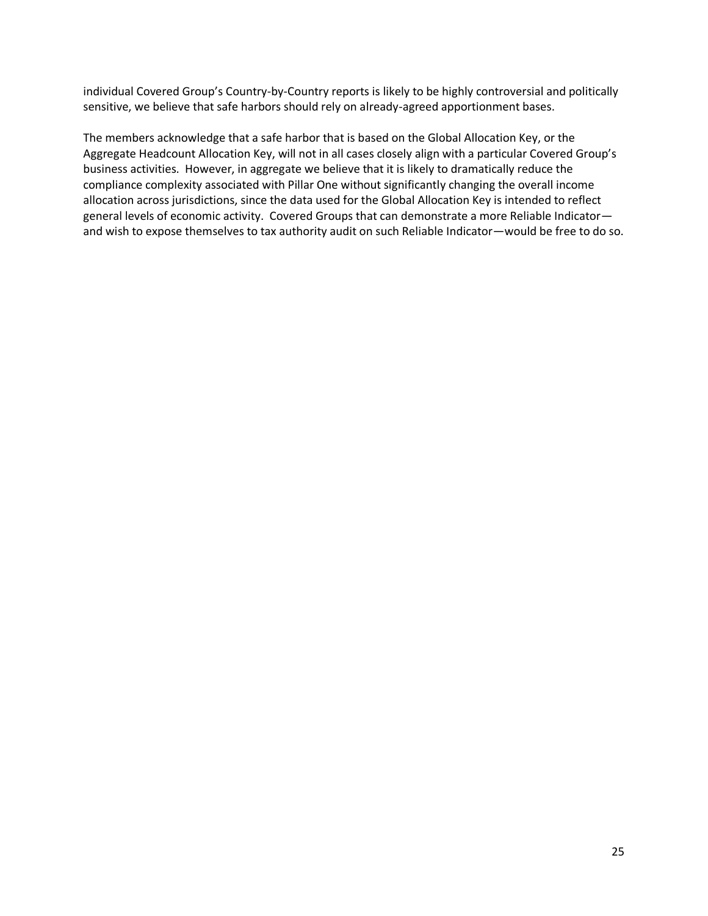individual Covered Group's Country-by-Country reports is likely to be highly controversial and politically sensitive, we believe that safe harbors should rely on already-agreed apportionment bases.

The members acknowledge that a safe harbor that is based on the Global Allocation Key, or the Aggregate Headcount Allocation Key, will not in all cases closely align with a particular Covered Group's business activities. However, in aggregate we believe that it is likely to dramatically reduce the compliance complexity associated with Pillar One without significantly changing the overall income allocation across jurisdictions, since the data used for the Global Allocation Key is intended to reflect general levels of economic activity. Covered Groups that can demonstrate a more Reliable Indicator—and wish to expose themselves to tax authority audit on such Reliable Indicator—would be free to do so.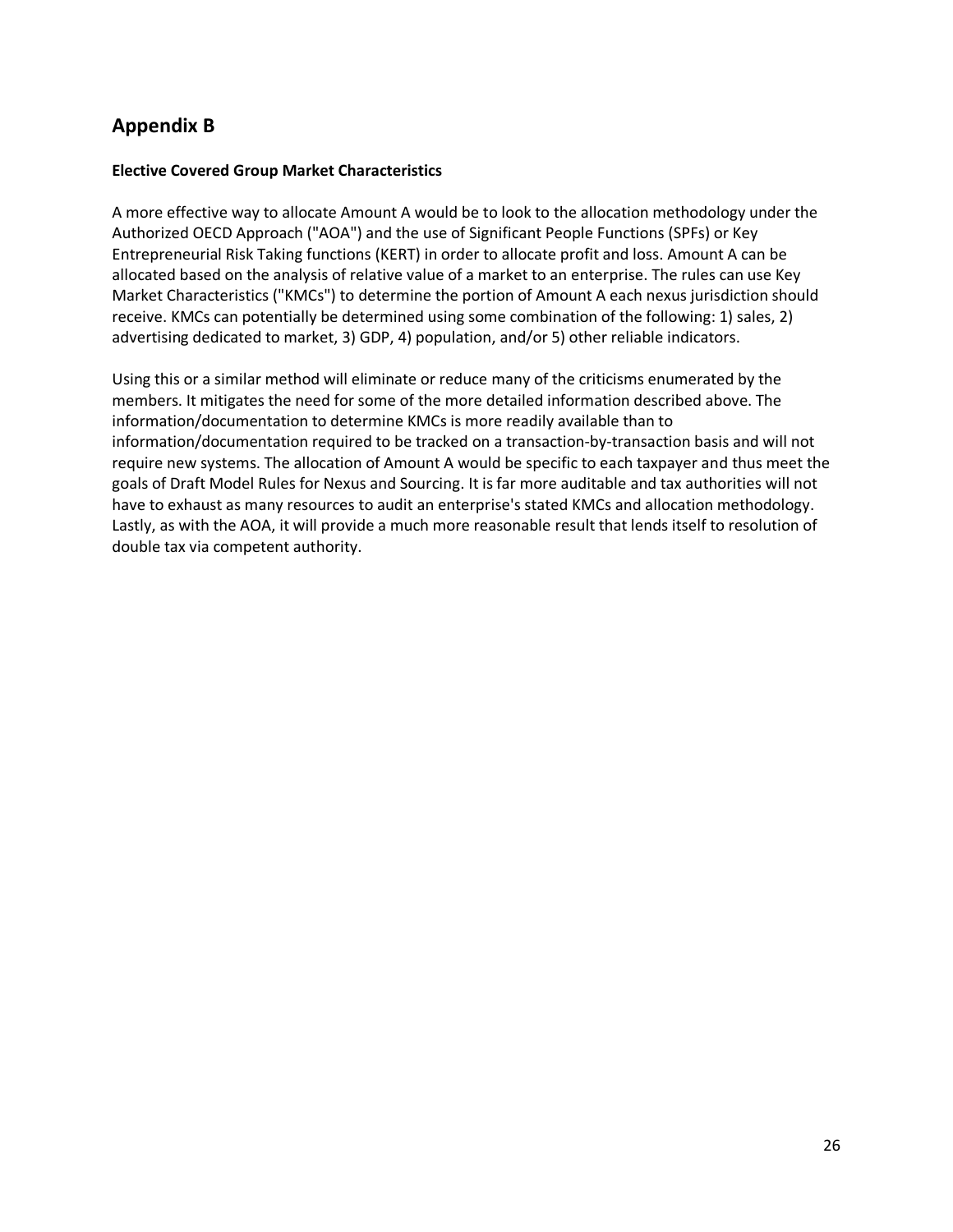## Appendix B

**Elective Covered Group Market Characteristics**

A more effective way to allocate Amount A would be to look to the allocation methodology under the Authorized OECD Approach ("AOA") and the use of Significant People Functions (SPFs) or Key Entrepreneurial Risk Taking functions (KERT) in order to allocate profit and loss. Amount A can be allocated based on the analysis of relative value of a market to an enterprise. The rules can use Key Market Characteristics ("KMCs") to determine the portion of Amount A each nexus jurisdiction should receive. KMCs can potentially be determined using some combination of the following: 1) sales, 2) advertising dedicated to market, 3) GDP, 4) population, and/or 5) other reliable indicators.

Using this or a similar method will eliminate or reduce many of the criticisms enumerated by the members. It mitigates the need for some of the more detailed information described above. The information/documentation to determine KMCs is more readily available than to information/documentation required to be tracked on a transaction-by-transaction basis and will not require new systems. The allocation of Amount A would be specific to each taxpayer and thus meet the goals of Draft Model Rules for Nexus and Sourcing. It is far more auditable and tax authorities will not have to exhaust as many resources to audit an enterprise's stated KMCs and allocation methodology. Lastly, as with the AOA, it will provide a much more reasonable result that lends itself to resolution of double tax via competent authority.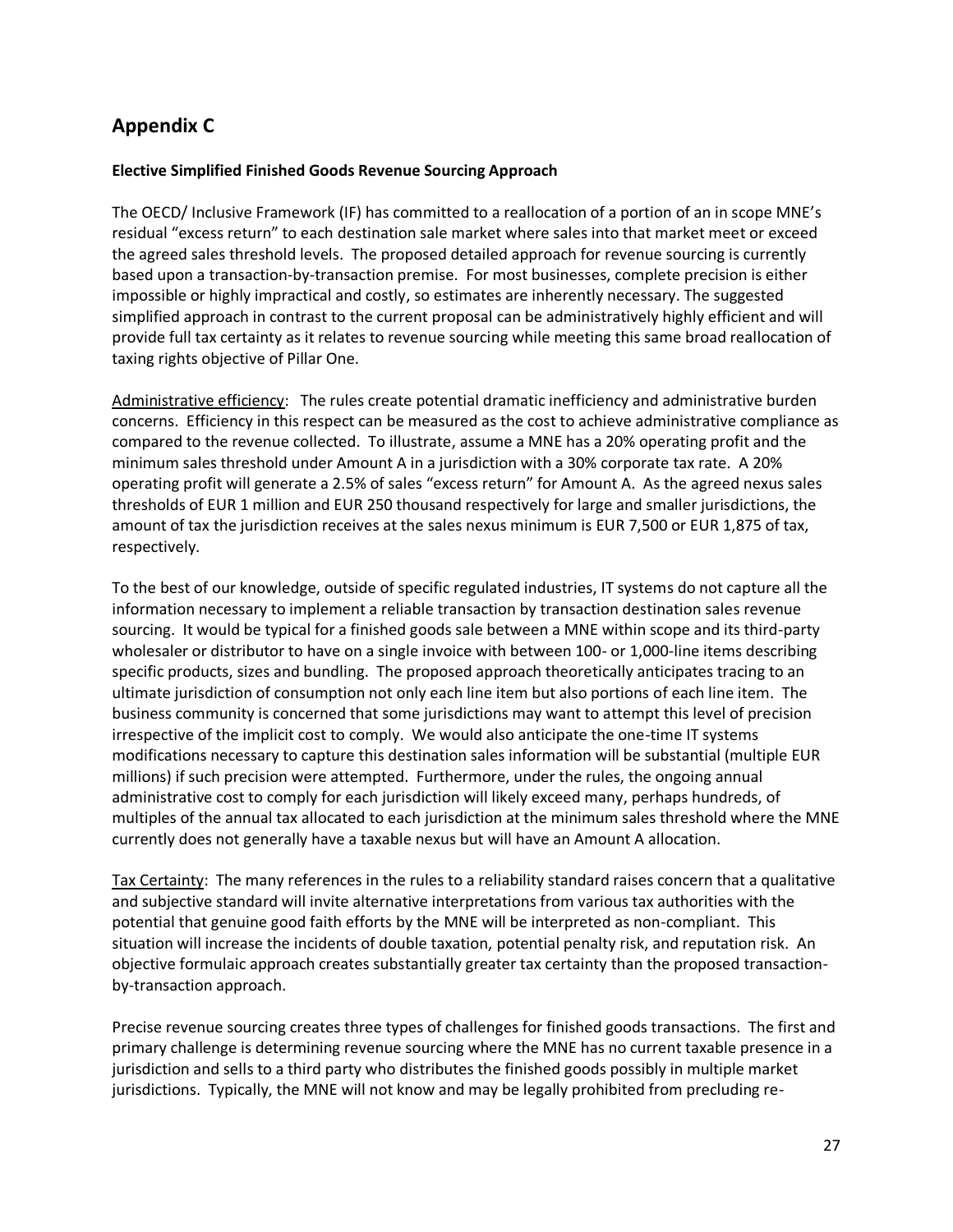## Appendix C

**Elective Simplified Finished Goods Revenue Sourcing Approach**

The OECD/ Inclusive Framework (IF) has committed to a reallocation of a portion of an in scope MNE's residual "excess return" to each destination sale market where sales into that market meet or exceed the agreed sales threshold levels. The proposed detailed approach for revenue sourcing is currently based upon a transaction-by-transaction premise. For most businesses, complete precision is either impossible or highly impractical and costly, so estimates are inherently necessary. The suggested simplified approach in contrast to the current proposal can be administratively highly efficient and will provide full tax certainty as it relates to revenue sourcing while meeting this same broad reallocation of taxing rights objective of Pillar One.

Administrative efficiency: The rules create potential dramatic inefficiency and administrative burden concerns. Efficiency in this respect can be measured as the cost to achieve administrative compliance as compared to the revenue collected. To illustrate, assume a MNE has a 20% operating profit and the minimum sales threshold under Amount A in a jurisdiction with a 30% corporate tax rate. A 20% operating profit will generate a 2.5% of sales "excess return" for Amount A. As the agreed nexus sales thresholds of EUR 1 million and EUR 250 thousand respectively for large and smaller jurisdictions, the amount of tax the jurisdiction receives at the sales nexus minimum is EUR 7,500 or EUR 1,875 of tax, respectively.

To the best of our knowledge, outside of specific regulated industries, IT systems do not capture all the information necessary to implement a reliable transaction by transaction destination sales revenue sourcing. It would be typical for a finished goods sale between a MNE within scope and its third-party wholesaler or distributor to have on a single invoice with between 100- or 1,000-line items describing specific products, sizes and bundling. The proposed approach theoretically anticipates tracing to an ultimate jurisdiction of consumption not only each line item but also portions of each line item. The business community is concerned that some jurisdictions may want to attempt this level of precision irrespective of the implicit cost to comply. We would also anticipate the one-time IT systems modifications necessary to capture this destination sales information will be substantial (multiple EUR millions) if such precision were attempted. Furthermore, under the rules, the ongoing annual administrative cost to comply for each jurisdiction will likely exceed many, perhaps hundreds, of multiples of the annual tax allocated to each jurisdiction at the minimum sales threshold where the MNE currently does not generally have a taxable nexus but will have an Amount A allocation.

Tax Certainty: The many references in the rules to a reliability standard raises concern that a qualitative and subjective standard will invite alternative interpretations from various tax authorities with the potential that genuine good faith efforts by the MNE will be interpreted as non-compliant. This situation will increase the incidents of double taxation, potential penalty risk, and reputation risk. An objective formulaic approach creates substantially greater tax certainty than the proposed transaction-by-transaction approach.

Precise revenue sourcing creates three types of challenges for finished goods transactions. The first and primary challenge is determining revenue sourcing where the MNE has no current taxable presence in a jurisdiction and sells to a third party who distributes the finished goods possibly in multiple market jurisdictions. Typically, the MNE will not know and may be legally prohibited from precluding re-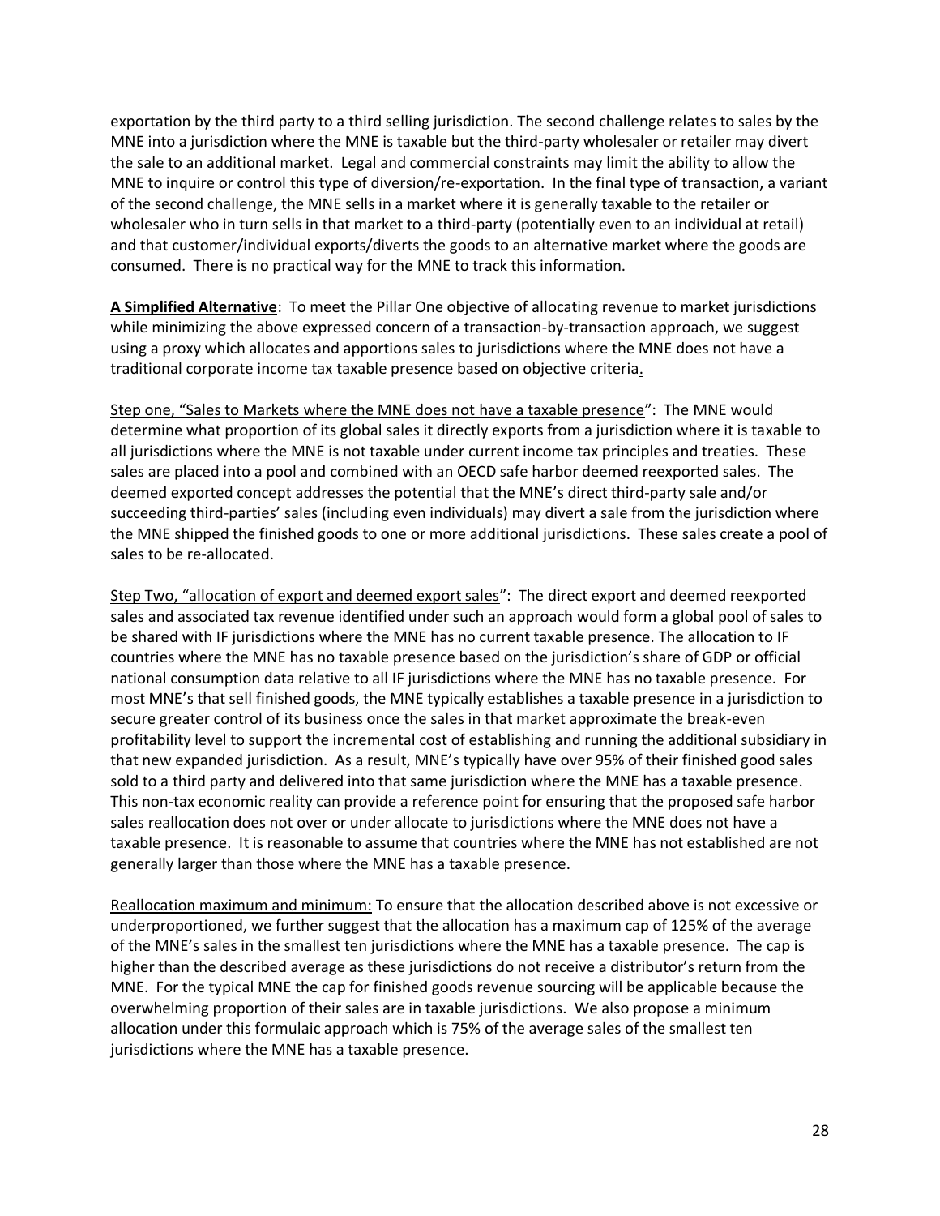exportation by the third party to a third selling jurisdiction. The second challenge relates to sales by the MNE into a jurisdiction where the MNE is taxable but the third-party wholesaler or retailer may divert the sale to an additional market. Legal and commercial constraints may limit the ability to allow the MNE to inquire or control this type of diversion/re-exportation. In the final type of transaction, a variant of the second challenge, the MNE sells in a market where it is generally taxable to the retailer or wholesaler who in turn sells in that market to a third-party (potentially even to an individual at retail) and that customer/individual exports/diverts the goods to an alternative market where the goods are consumed. There is no practical way for the MNE to track this information.

**A Simplified Alternative**: To meet the Pillar One objective of allocating revenue to market jurisdictions while minimizing the above expressed concern of a transaction-by-transaction approach, we suggest using a proxy which allocates and apportions sales to jurisdictions where the MNE does not have a traditional corporate income tax taxable presence based on objective criteria.

Step one, "Sales to Markets where the MNE does not have a taxable presence": The MNE would determine what proportion of its global sales it directly exports from a jurisdiction where it is taxable to all jurisdictions where the MNE is not taxable under current income tax principles and treaties. These sales are placed into a pool and combined with an OECD safe harbor deemed reexported sales. The deemed exported concept addresses the potential that the MNE's direct third-party sale and/or succeeding third-parties' sales (including even individuals) may divert a sale from the jurisdiction where the MNE shipped the finished goods to one or more additional jurisdictions. These sales create a pool of sales to be re-allocated.

Step Two, "allocation of export and deemed export sales": The direct export and deemed reexported sales and associated tax revenue identified under such an approach would form a global pool of sales to be shared with IF jurisdictions where the MNE has no current taxable presence. The allocation to IF countries where the MNE has no taxable presence based on the jurisdiction's share of GDP or official national consumption data relative to all IF jurisdictions where the MNE has no taxable presence. For most MNE's that sell finished goods, the MNE typically establishes a taxable presence in a jurisdiction to secure greater control of its business once the sales in that market approximate the break-even profitability level to support the incremental cost of establishing and running the additional subsidiary in that new expanded jurisdiction. As a result, MNE's typically have over 95% of their finished good sales sold to a third party and delivered into that same jurisdiction where the MNE has a taxable presence. This non-tax economic reality can provide a reference point for ensuring that the proposed safe harbor sales reallocation does not over or under allocate to jurisdictions where the MNE does not have a taxable presence. It is reasonable to assume that countries where the MNE has not established are not generally larger than those where the MNE has a taxable presence.

Reallocation maximum and minimum: To ensure that the allocation described above is not excessive or underproportioned, we further suggest that the allocation has a maximum cap of 125% of the average of the MNE's sales in the smallest ten jurisdictions where the MNE has a taxable presence. The cap is higher than the described average as these jurisdictions do not receive a distributor's return from the MNE. For the typical MNE the cap for finished goods revenue sourcing will be applicable because the overwhelming proportion of their sales are in taxable jurisdictions. We also propose a minimum allocation under this formulaic approach which is 75% of the average sales of the smallest ten jurisdictions where the MNE has a taxable presence.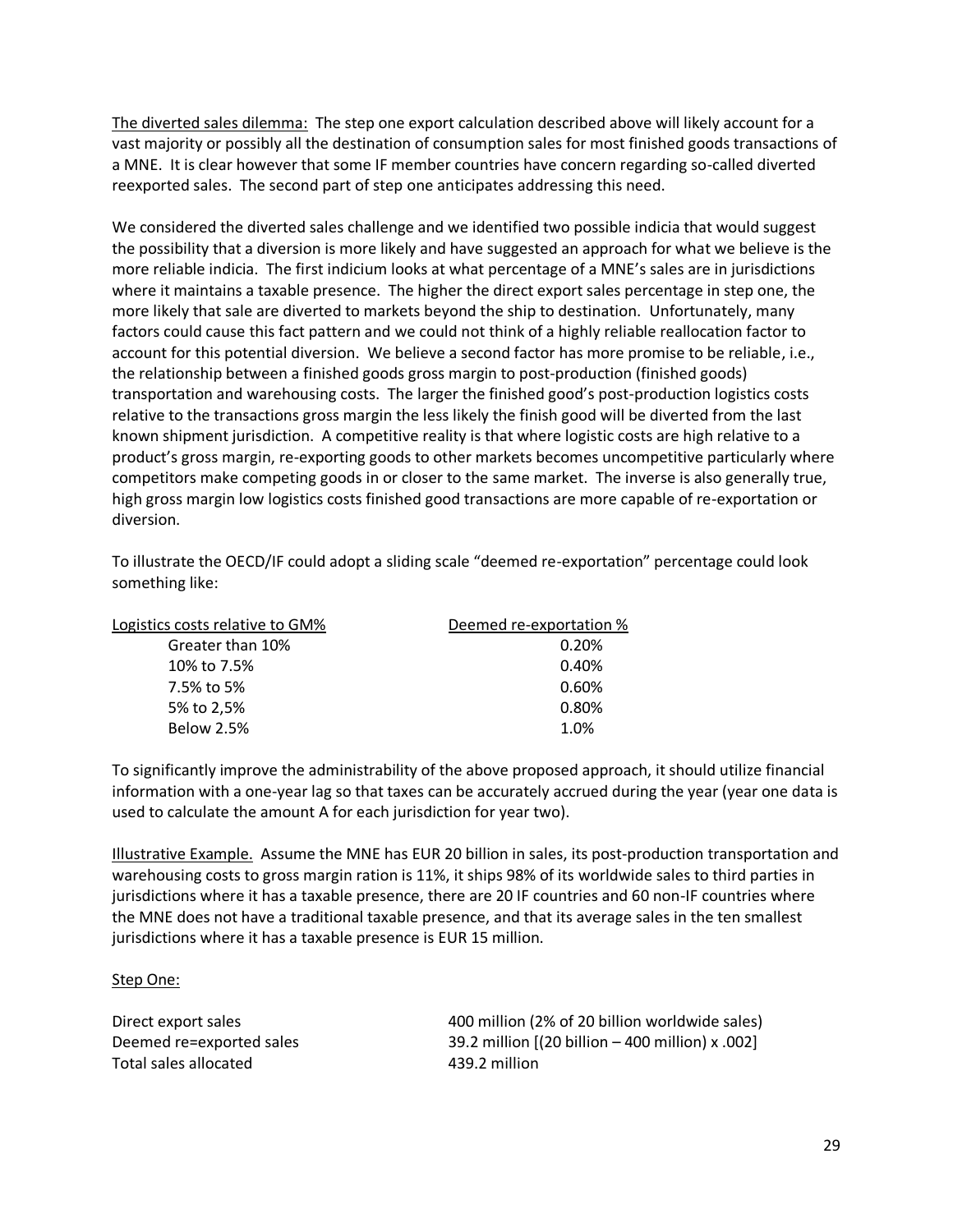<u>The diverted sales dilemma:</u> The step one export calculation described above will likely account for a vast majority or possibly all the destination of consumption sales for most finished goods transactions of a MNE. It is clear however that some IF member countries have concern regarding so-called diverted reexported sales. The second part of step one anticipates addressing this need.

We considered the diverted sales challenge and we identified two possible indicia that would suggest the possibility that a diversion is more likely and have suggested an approach for what we believe is the more reliable indicia. The first indicium looks at what percentage of a MNE's sales are in jurisdictions where it maintains a taxable presence. The higher the direct export sales percentage in step one, the more likely that sale are diverted to markets beyond the ship to destination. Unfortunately, many factors could cause this fact pattern and we could not think of a highly reliable reallocation factor to account for this potential diversion. We believe a second factor has more promise to be reliable, i.e., the relationship between a finished goods gross margin to post-production (finished goods) transportation and warehousing costs. The larger the finished good's post-production logistics costs relative to the transactions gross margin the less likely the finish good will be diverted from the last known shipment jurisdiction. A competitive reality is that where logistic costs are high relative to a product's gross margin, re-exporting goods to other markets becomes uncompetitive particularly where competitors make competing goods in or closer to the same market. The inverse is also generally true, high gross margin low logistics costs finished good transactions are more capable of re-exportation or diversion.

To illustrate the OECD/IF could adopt a sliding scale "deemed re-exportation" percentage could look something like:

| Logistics costs relative to GM% | Deemed re-exportation % |
|---|---|
| Greater than 10% | 0.20% |
| 10% to 7.5% | 0.40% |
| 7.5% to 5% | 0.60% |
| 5% to 2,5% | 0.80% |
| Below 2.5% | 1.0% |

To significantly improve the administrability of the above proposed approach, it should utilize financial information with a one-year lag so that taxes can be accurately accrued during the year (year one data is used to calculate the amount A for each jurisdiction for year two).

<u>Illustrative Example.</u> Assume the MNE has EUR 20 billion in sales, its post-production transportation and warehousing costs to gross margin ration is 11%, it ships 98% of its worldwide sales to third parties in jurisdictions where it has a taxable presence, there are 20 IF countries and 60 non-IF countries where the MNE does not have a traditional taxable presence, and that its average sales in the ten smallest jurisdictions where it has a taxable presence is EUR 15 million.

<u>Step One:</u>

| | |
|---|---|
| Direct export sales | 400 million (2% of 20 billion worldwide sales) |
| Deemed re=exported sales | 39.2 million [(20 billion – 400 million) x .002] |
| Total sales allocated | 439.2 million |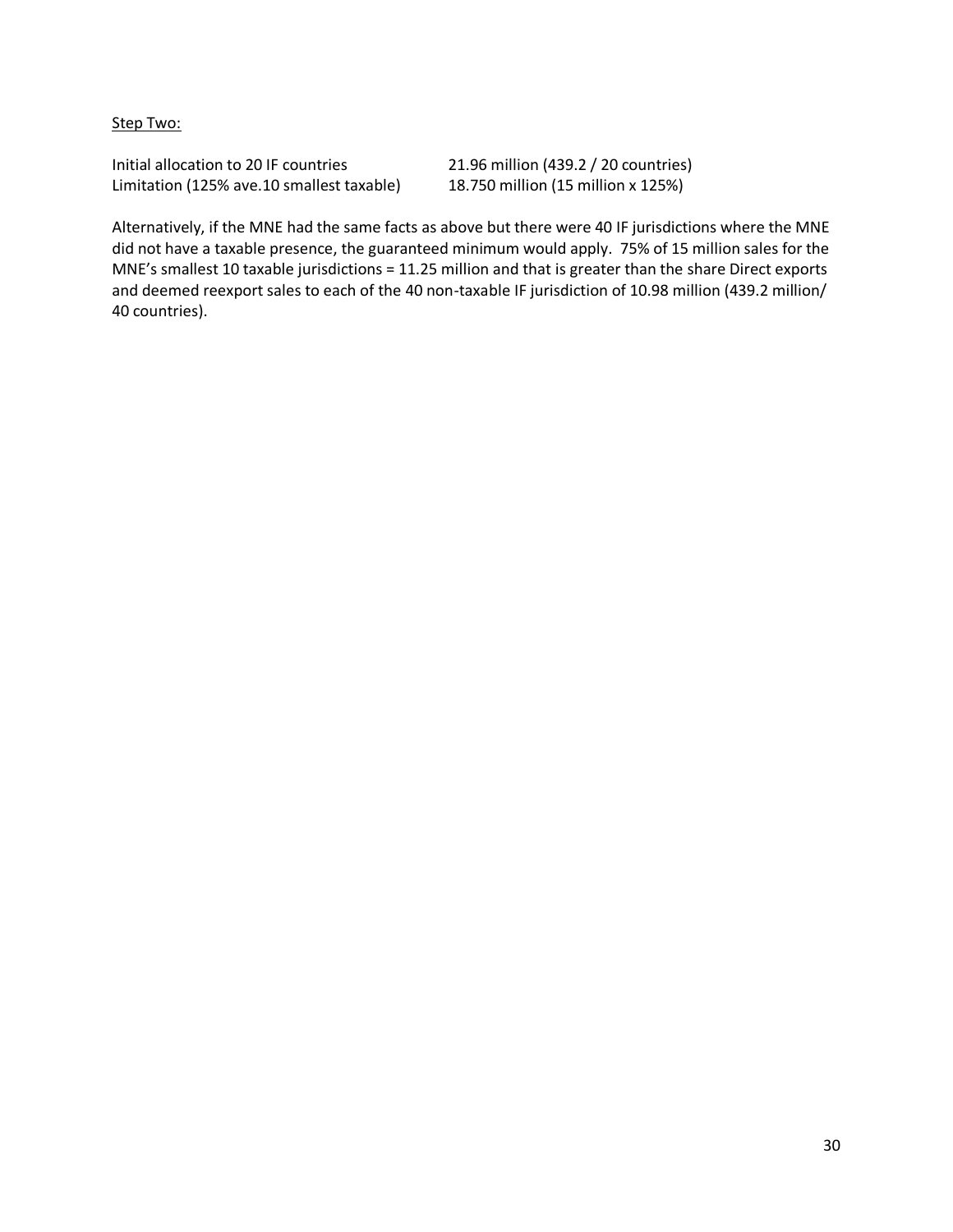<u>Step Two:</u>

| | |
|---|---|
| Initial allocation to 20 IF countries | 21.96 million (439.2 / 20 countries) |
| Limitation (125% ave.10 smallest taxable) | 18.750 million (15 million x 125%) |

Alternatively, if the MNE had the same facts as above but there were 40 IF jurisdictions where the MNE did not have a taxable presence, the guaranteed minimum would apply. 75% of 15 million sales for the MNE's smallest 10 taxable jurisdictions = 11.25 million and that is greater than the share Direct exports and deemed reexport sales to each of the 40 non-taxable IF jurisdiction of 10.98 million (439.2 million/ 40 countries).